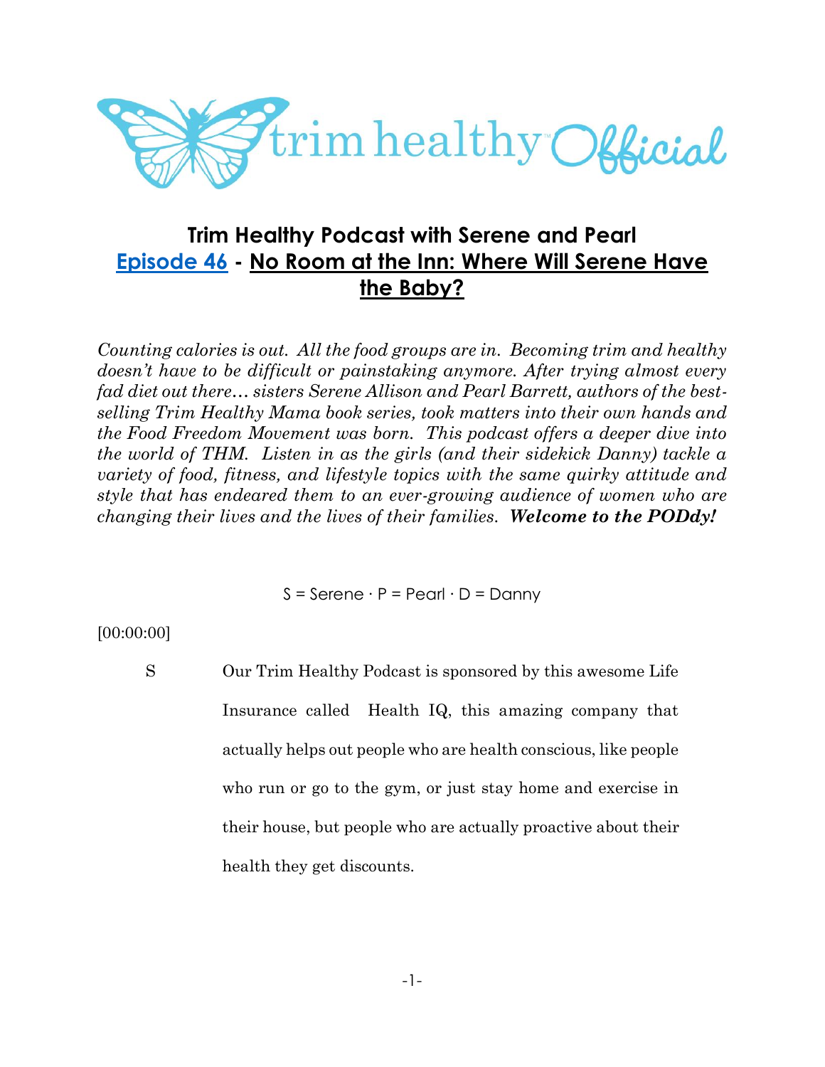# Trim Healthy Podcast with Serene and Pearl

## Episode 46 - No Room at the Inn: Where Will Serene Have the Baby?

*Counting calories is out. All the food groups are in. Becoming trim and healthy doesn't have to be difficult or painstaking anymore. After trying almost every fad diet out there… sisters Serene Allison and Pearl Barrett, authors of the best-selling Trim Healthy Mama book series, took matters into their own hands and the Food Freedom Movement was born. This podcast offers a deeper dive into the world of THM. Listen in as the girls (and their sidekick Danny) tackle a variety of food, fitness, and lifestyle topics with the same quirky attitude and style that has endeared them to an ever-growing audience of women who are changing their lives and the lives of their families.* ***Welcome to the PODdy!***

S = Serene · P = Pearl · D = Danny

[00:00:00]

S Our Trim Healthy Podcast is sponsored by this awesome Life Insurance called Health IQ, this amazing company that actually helps out people who are health conscious, like people who run or go to the gym, or just stay home and exercise in their house, but people who are actually proactive about their health they get discounts.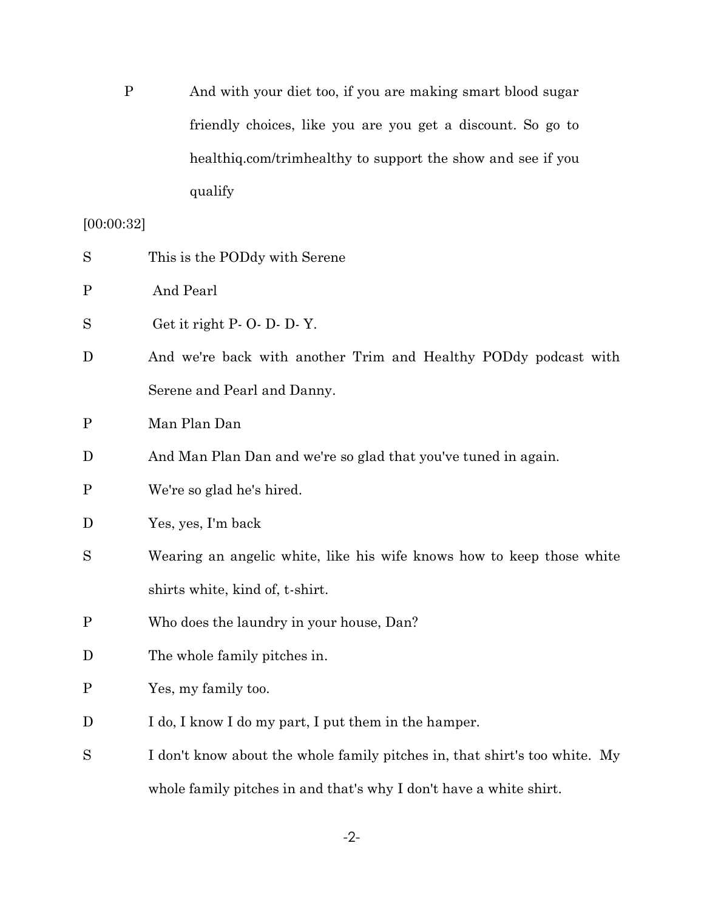P And with your diet too, if you are making smart blood sugar friendly choices, like you are you get a discount. So go to healthiq.com/trimhealthy to support the show and see if you qualify

[00:00:32]

S This is the PODdy with Serene

P And Pearl

S Get it right P- O- D- D- Y.

D And we're back with another Trim and Healthy PODdy podcast with Serene and Pearl and Danny.

P Man Plan Dan

D And Man Plan Dan and we're so glad that you've tuned in again.

P We're so glad he's hired.

D Yes, yes, I'm back

S Wearing an angelic white, like his wife knows how to keep those white shirts white, kind of, t-shirt.

P Who does the laundry in your house, Dan?

D The whole family pitches in.

P Yes, my family too.

D I do, I know I do my part, I put them in the hamper.

S I don't know about the whole family pitches in, that shirt's too white. My whole family pitches in and that's why I don't have a white shirt.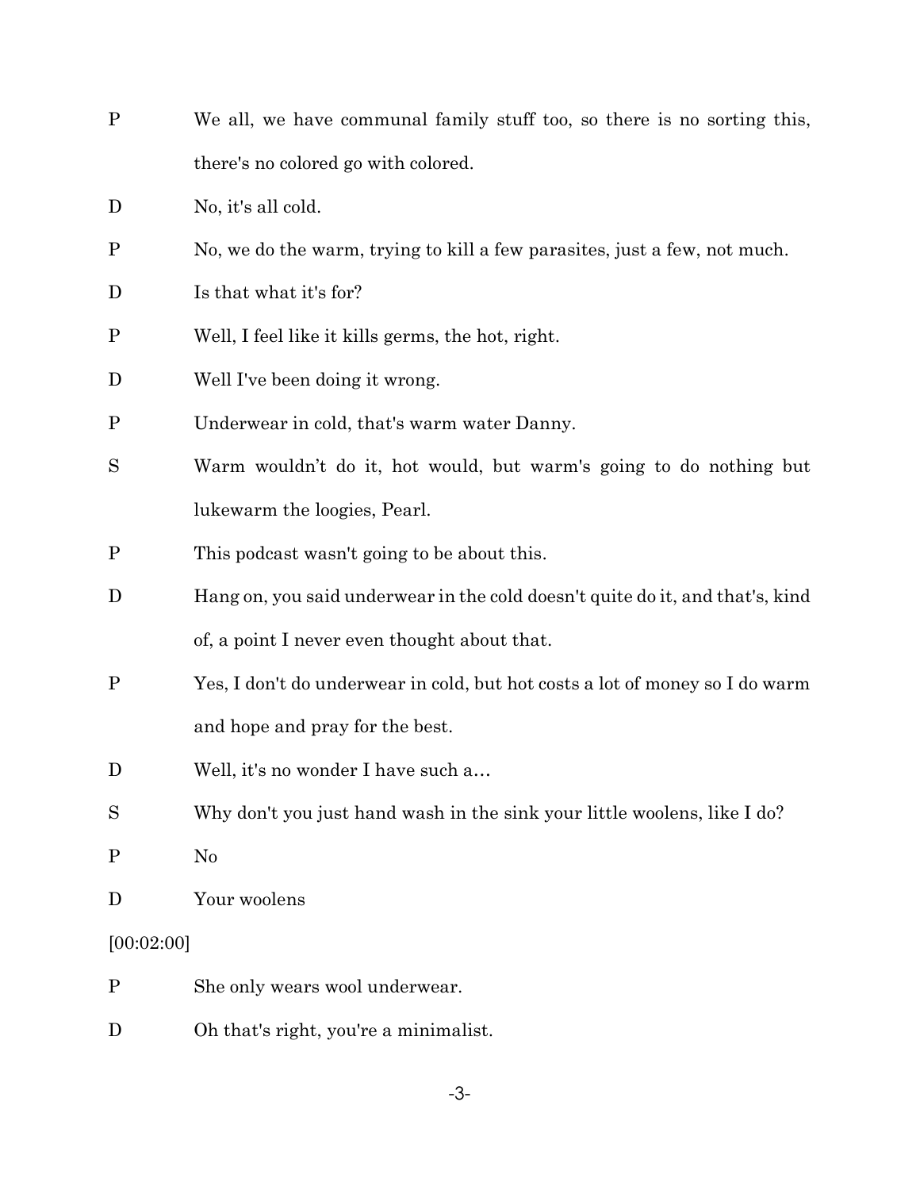P We all, we have communal family stuff too, so there is no sorting this, there's no colored go with colored.

D No, it's all cold.

P No, we do the warm, trying to kill a few parasites, just a few, not much.

D Is that what it's for?

P Well, I feel like it kills germs, the hot, right.

D Well I've been doing it wrong.

P Underwear in cold, that's warm water Danny.

S Warm wouldn't do it, hot would, but warm's going to do nothing but lukewarm the loogies, Pearl.

P This podcast wasn't going to be about this.

D Hang on, you said underwear in the cold doesn't quite do it, and that's, kind of, a point I never even thought about that.

P Yes, I don't do underwear in cold, but hot costs a lot of money so I do warm and hope and pray for the best.

D Well, it's no wonder I have such a…

S Why don't you just hand wash in the sink your little woolens, like I do?

P No

D Your woolens

[00:02:00]

P She only wears wool underwear.

D Oh that's right, you're a minimalist.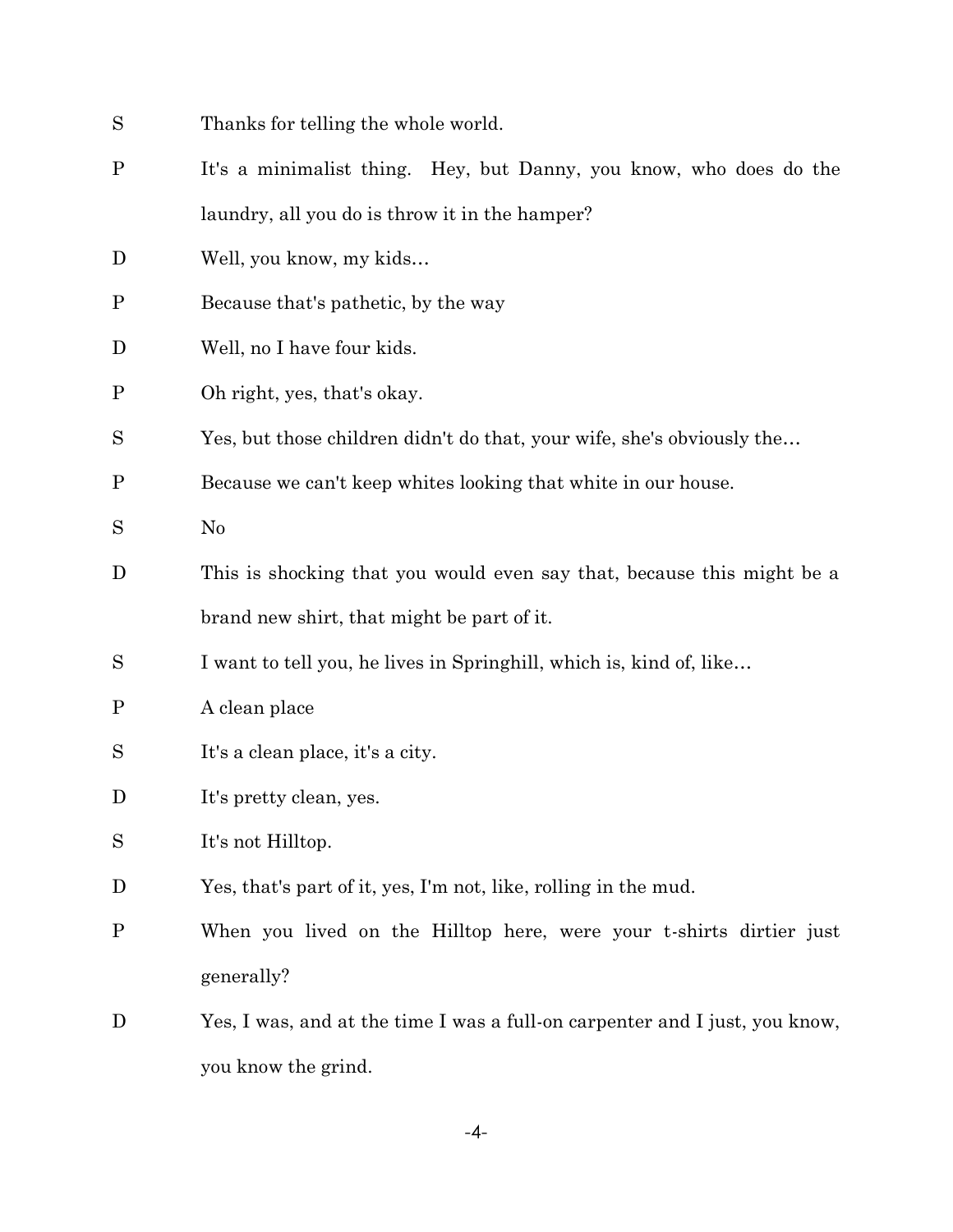S Thanks for telling the whole world.

P It's a minimalist thing. Hey, but Danny, you know, who does do the laundry, all you do is throw it in the hamper?

D Well, you know, my kids…

P Because that's pathetic, by the way

D Well, no I have four kids.

P Oh right, yes, that's okay.

S Yes, but those children didn't do that, your wife, she's obviously the…

P Because we can't keep whites looking that white in our house.

S No

D This is shocking that you would even say that, because this might be a brand new shirt, that might be part of it.

S I want to tell you, he lives in Springhill, which is, kind of, like…

P A clean place

S It's a clean place, it's a city.

D It's pretty clean, yes.

S It's not Hilltop.

D Yes, that's part of it, yes, I'm not, like, rolling in the mud.

P When you lived on the Hilltop here, were your t-shirts dirtier just generally?

D Yes, I was, and at the time I was a full-on carpenter and I just, you know, you know the grind.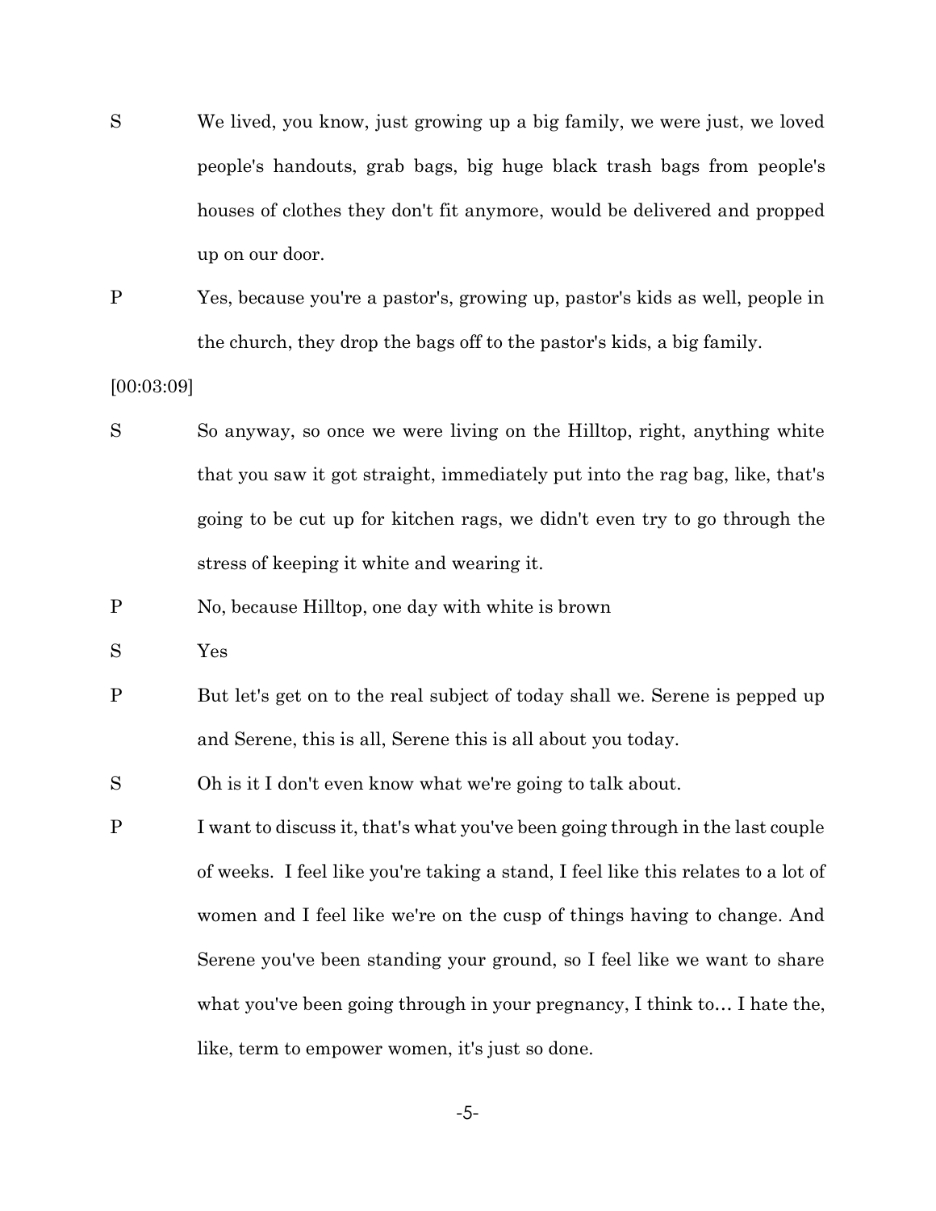S We lived, you know, just growing up a big family, we were just, we loved people's handouts, grab bags, big huge black trash bags from people's houses of clothes they don't fit anymore, would be delivered and propped up on our door.

P Yes, because you're a pastor's, growing up, pastor's kids as well, people in the church, they drop the bags off to the pastor's kids, a big family.

[00:03:09]

S So anyway, so once we were living on the Hilltop, right, anything white that you saw it got straight, immediately put into the rag bag, like, that's going to be cut up for kitchen rags, we didn't even try to go through the stress of keeping it white and wearing it.

P No, because Hilltop, one day with white is brown

S Yes

P But let's get on to the real subject of today shall we. Serene is pepped up and Serene, this is all, Serene this is all about you today.

S Oh is it I don't even know what we're going to talk about.

P I want to discuss it, that's what you've been going through in the last couple of weeks. I feel like you're taking a stand, I feel like this relates to a lot of women and I feel like we're on the cusp of things having to change. And Serene you've been standing your ground, so I feel like we want to share what you've been going through in your pregnancy, I think to… I hate the, like, term to empower women, it's just so done.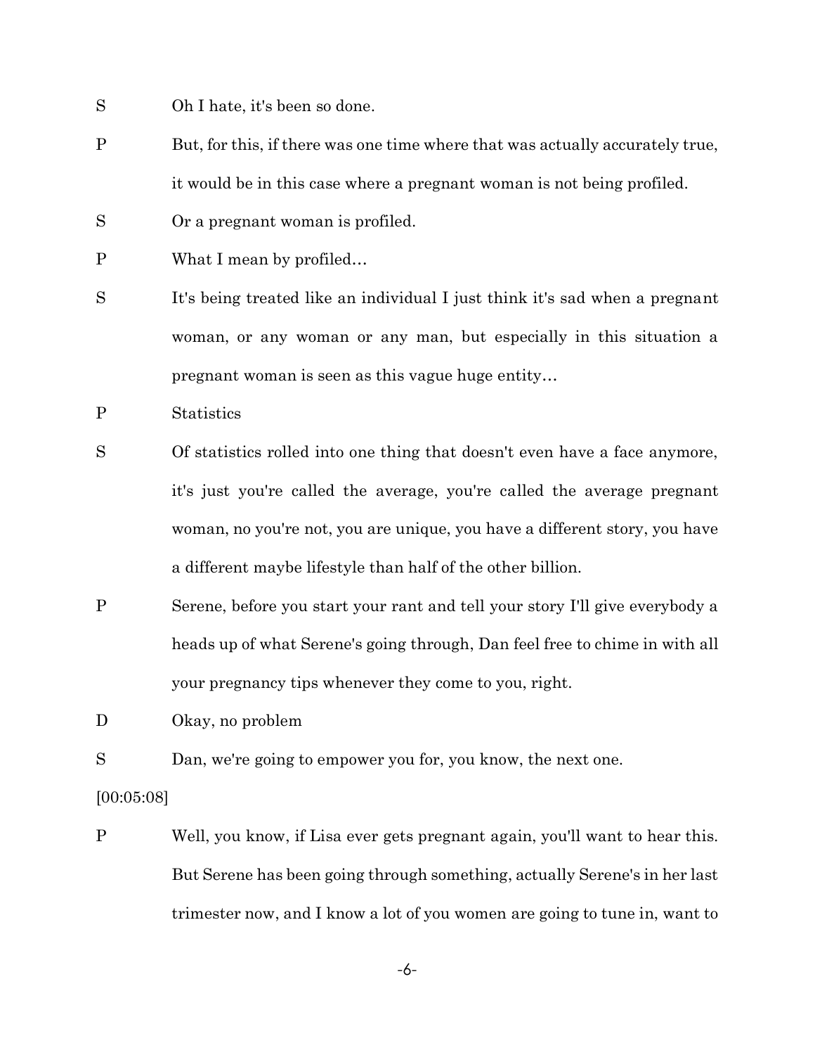S	Oh I hate, it's been so done.

P	But, for this, if there was one time where that was actually accurately true, it would be in this case where a pregnant woman is not being profiled.

S	Or a pregnant woman is profiled.

P	What I mean by profiled…

S	It's being treated like an individual I just think it's sad when a pregnant woman, or any woman or any man, but especially in this situation a pregnant woman is seen as this vague huge entity…

P	Statistics

S	Of statistics rolled into one thing that doesn't even have a face anymore, it's just you're called the average, you're called the average pregnant woman, no you're not, you are unique, you have a different story, you have a different maybe lifestyle than half of the other billion.

P	Serene, before you start your rant and tell your story I'll give everybody a heads up of what Serene's going through, Dan feel free to chime in with all your pregnancy tips whenever they come to you, right.

D	Okay, no problem

S	Dan, we're going to empower you for, you know, the next one.

[00:05:08]

P	Well, you know, if Lisa ever gets pregnant again, you'll want to hear this. But Serene has been going through something, actually Serene's in her last trimester now, and I know a lot of you women are going to tune in, want to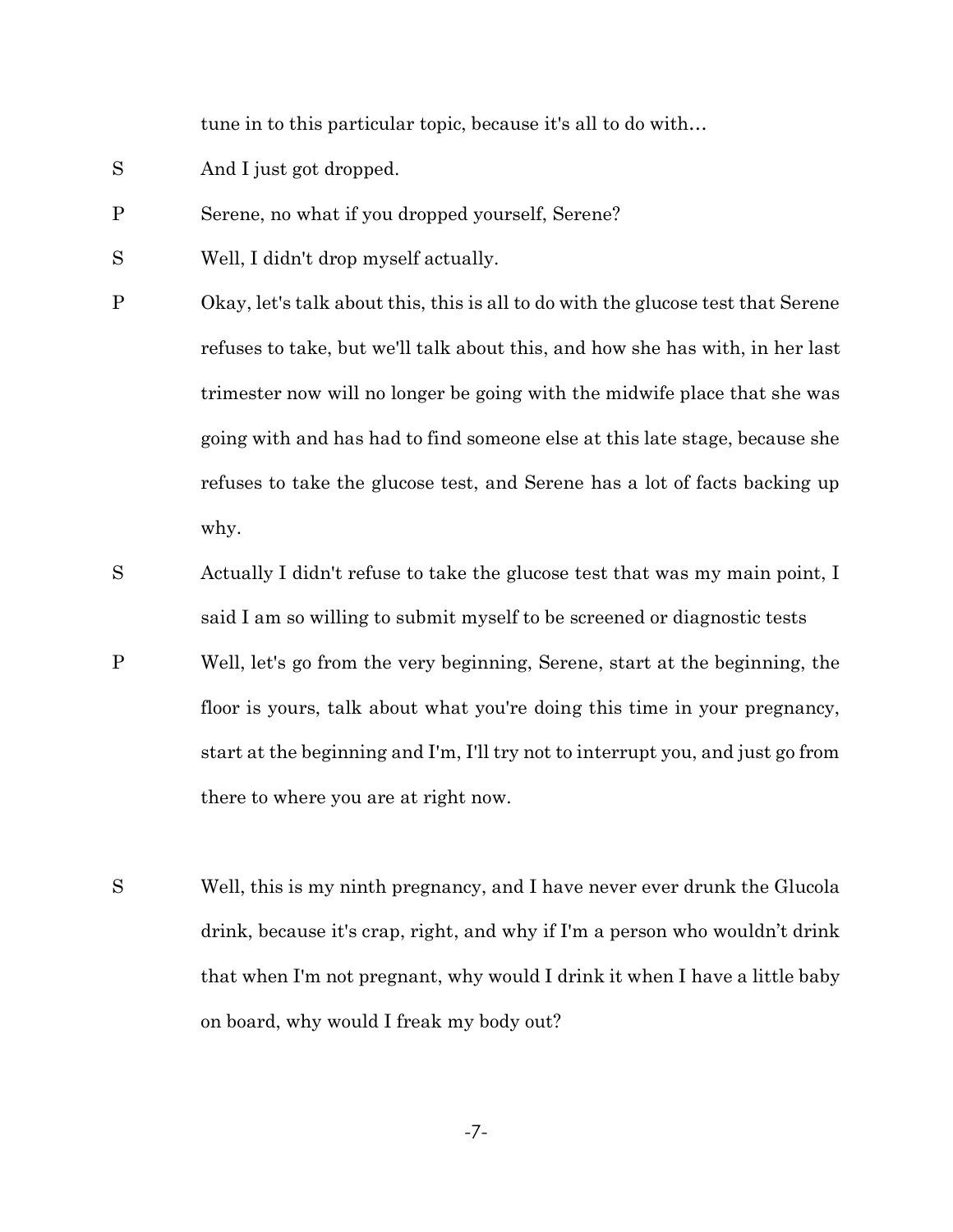tune in to this particular topic, because it's all to do with…

S And I just got dropped.

P Serene, no what if you dropped yourself, Serene?

S Well, I didn't drop myself actually.

P Okay, let's talk about this, this is all to do with the glucose test that Serene refuses to take, but we'll talk about this, and how she has with, in her last trimester now will no longer be going with the midwife place that she was going with and has had to find someone else at this late stage, because she refuses to take the glucose test, and Serene has a lot of facts backing up why.

S Actually I didn't refuse to take the glucose test that was my main point, I said I am so willing to submit myself to be screened or diagnostic tests

P Well, let's go from the very beginning, Serene, start at the beginning, the floor is yours, talk about what you're doing this time in your pregnancy, start at the beginning and I'm, I'll try not to interrupt you, and just go from there to where you are at right now.

S Well, this is my ninth pregnancy, and I have never ever drunk the Glucola drink, because it's crap, right, and why if I'm a person who wouldn't drink that when I'm not pregnant, why would I drink it when I have a little baby on board, why would I freak my body out?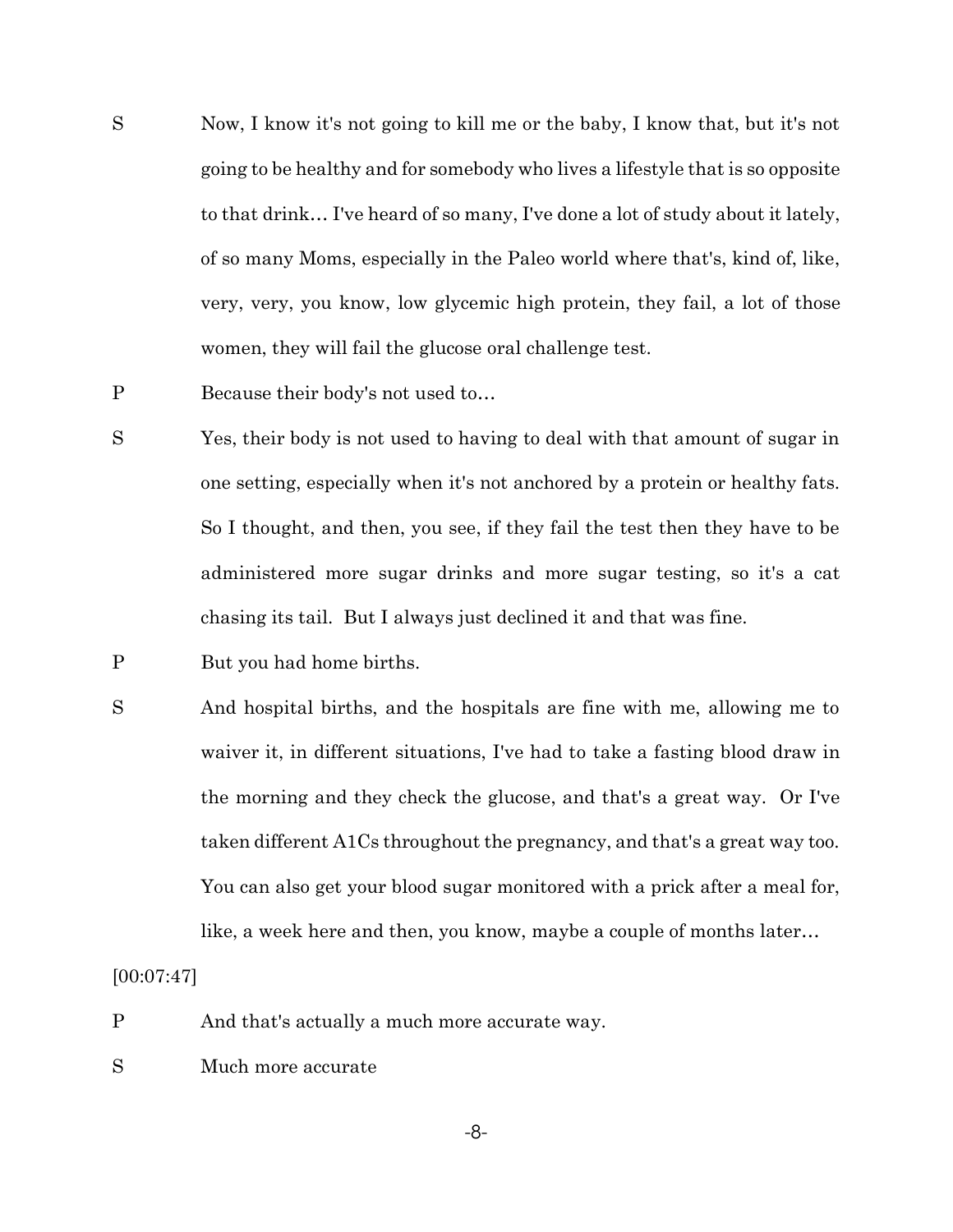S Now, I know it's not going to kill me or the baby, I know that, but it's not going to be healthy and for somebody who lives a lifestyle that is so opposite to that drink… I've heard of so many, I've done a lot of study about it lately, of so many Moms, especially in the Paleo world where that's, kind of, like, very, very, you know, low glycemic high protein, they fail, a lot of those women, they will fail the glucose oral challenge test.

P Because their body's not used to…

S Yes, their body is not used to having to deal with that amount of sugar in one setting, especially when it's not anchored by a protein or healthy fats. So I thought, and then, you see, if they fail the test then they have to be administered more sugar drinks and more sugar testing, so it's a cat chasing its tail. But I always just declined it and that was fine.

P But you had home births.

S And hospital births, and the hospitals are fine with me, allowing me to waiver it, in different situations, I've had to take a fasting blood draw in the morning and they check the glucose, and that's a great way. Or I've taken different A1Cs throughout the pregnancy, and that's a great way too. You can also get your blood sugar monitored with a prick after a meal for, like, a week here and then, you know, maybe a couple of months later…

[00:07:47]

P And that's actually a much more accurate way.

S Much more accurate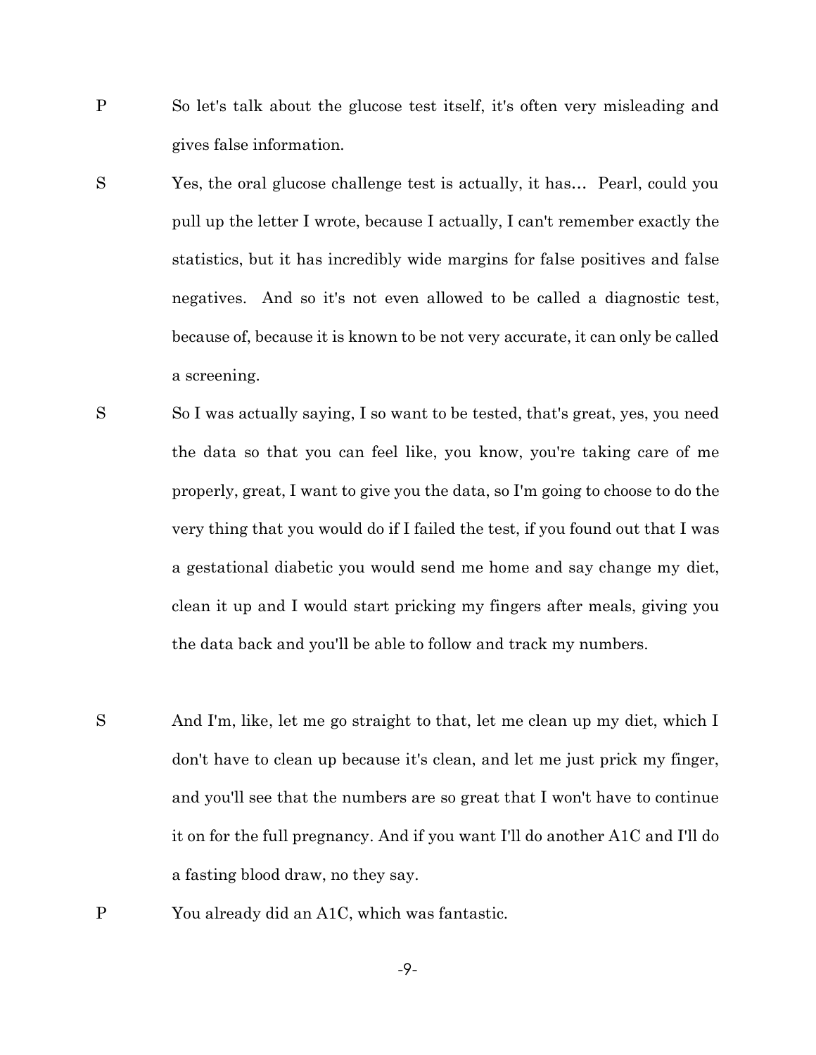P So let's talk about the glucose test itself, it's often very misleading and gives false information.

S Yes, the oral glucose challenge test is actually, it has… Pearl, could you pull up the letter I wrote, because I actually, I can't remember exactly the statistics, but it has incredibly wide margins for false positives and false negatives. And so it's not even allowed to be called a diagnostic test, because of, because it is known to be not very accurate, it can only be called a screening.

S So I was actually saying, I so want to be tested, that's great, yes, you need the data so that you can feel like, you know, you're taking care of me properly, great, I want to give you the data, so I'm going to choose to do the very thing that you would do if I failed the test, if you found out that I was a gestational diabetic you would send me home and say change my diet, clean it up and I would start pricking my fingers after meals, giving you the data back and you'll be able to follow and track my numbers.

S And I'm, like, let me go straight to that, let me clean up my diet, which I don't have to clean up because it's clean, and let me just prick my finger, and you'll see that the numbers are so great that I won't have to continue it on for the full pregnancy. And if you want I'll do another A1C and I'll do a fasting blood draw, no they say.

P You already did an A1C, which was fantastic.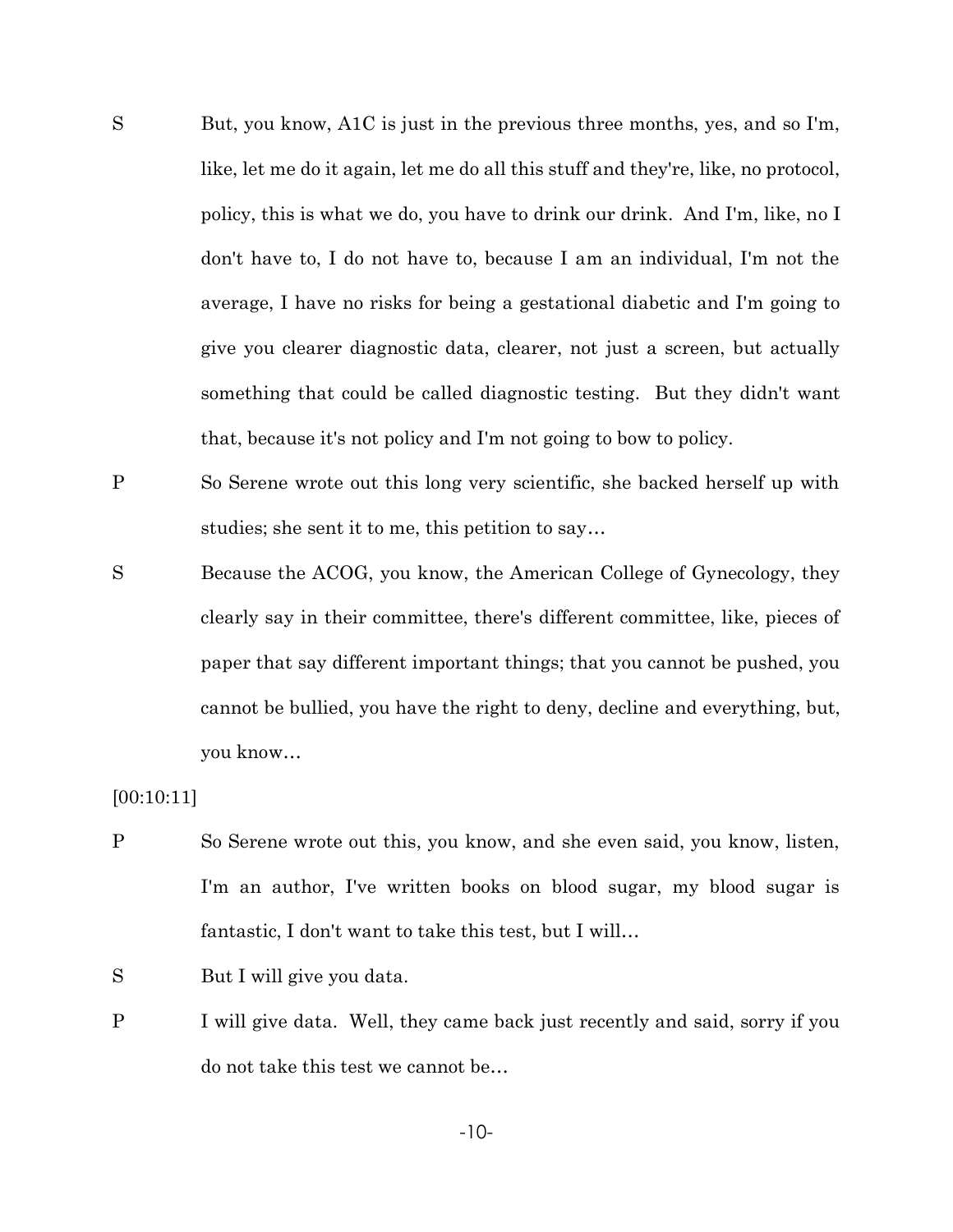S But, you know, A1C is just in the previous three months, yes, and so I'm, like, let me do it again, let me do all this stuff and they're, like, no protocol, policy, this is what we do, you have to drink our drink. And I'm, like, no I don't have to, I do not have to, because I am an individual, I'm not the average, I have no risks for being a gestational diabetic and I'm going to give you clearer diagnostic data, clearer, not just a screen, but actually something that could be called diagnostic testing. But they didn't want that, because it's not policy and I'm not going to bow to policy.

P So Serene wrote out this long very scientific, she backed herself up with studies; she sent it to me, this petition to say…

S Because the ACOG, you know, the American College of Gynecology, they clearly say in their committee, there's different committee, like, pieces of paper that say different important things; that you cannot be pushed, you cannot be bullied, you have the right to deny, decline and everything, but, you know…

[00:10:11]

P So Serene wrote out this, you know, and she even said, you know, listen, I'm an author, I've written books on blood sugar, my blood sugar is fantastic, I don't want to take this test, but I will…

S But I will give you data.

P I will give data. Well, they came back just recently and said, sorry if you do not take this test we cannot be…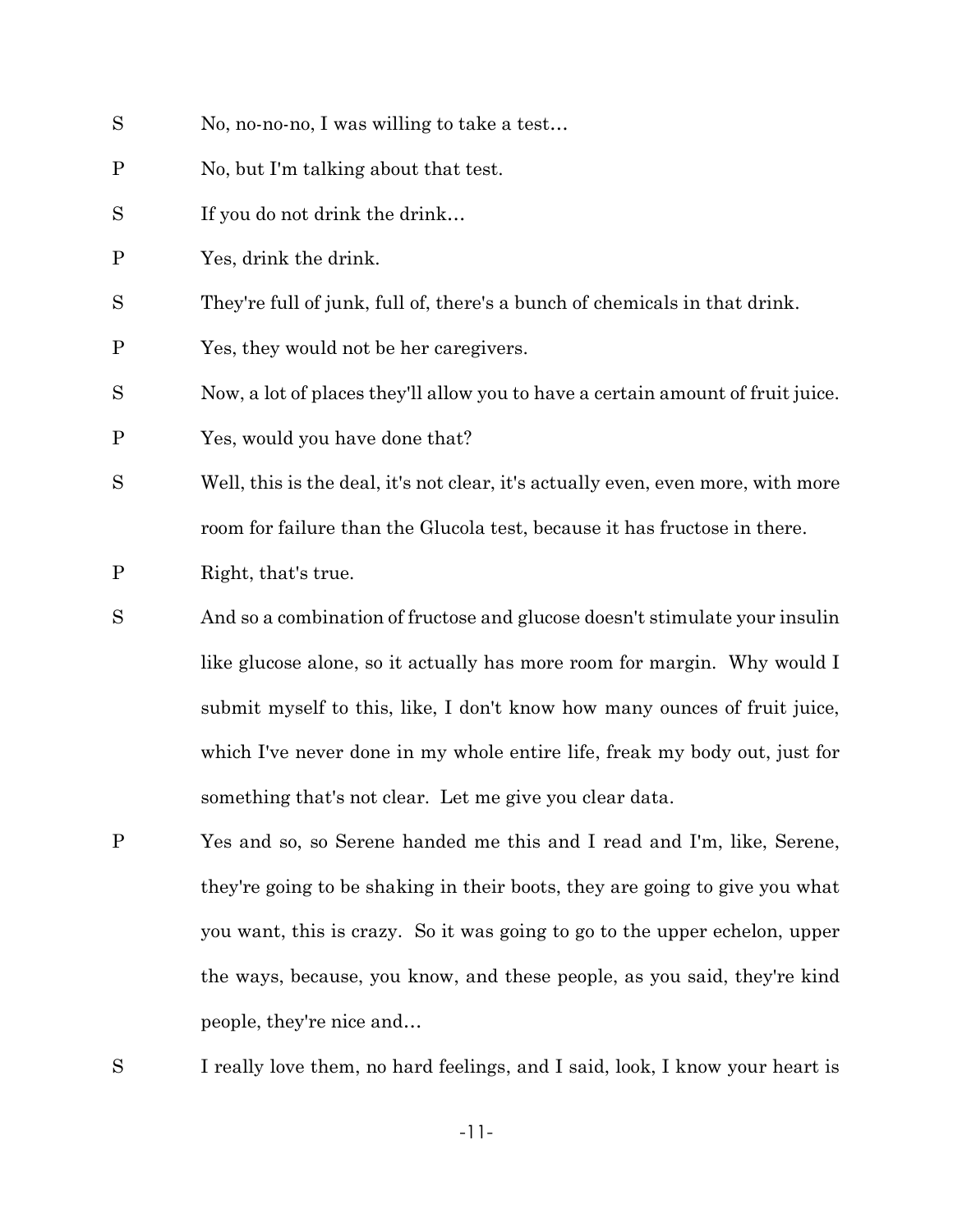S No, no-no-no, I was willing to take a test…

P No, but I'm talking about that test.

S If you do not drink the drink…

P Yes, drink the drink.

S They're full of junk, full of, there's a bunch of chemicals in that drink.

P Yes, they would not be her caregivers.

S Now, a lot of places they'll allow you to have a certain amount of fruit juice.

P Yes, would you have done that?

S Well, this is the deal, it's not clear, it's actually even, even more, with more room for failure than the Glucola test, because it has fructose in there.

P Right, that's true.

S And so a combination of fructose and glucose doesn't stimulate your insulin like glucose alone, so it actually has more room for margin. Why would I submit myself to this, like, I don't know how many ounces of fruit juice, which I've never done in my whole entire life, freak my body out, just for something that's not clear. Let me give you clear data.

P Yes and so, so Serene handed me this and I read and I'm, like, Serene, they're going to be shaking in their boots, they are going to give you what you want, this is crazy. So it was going to go to the upper echelon, upper the ways, because, you know, and these people, as you said, they're kind people, they're nice and…

S I really love them, no hard feelings, and I said, look, I know your heart is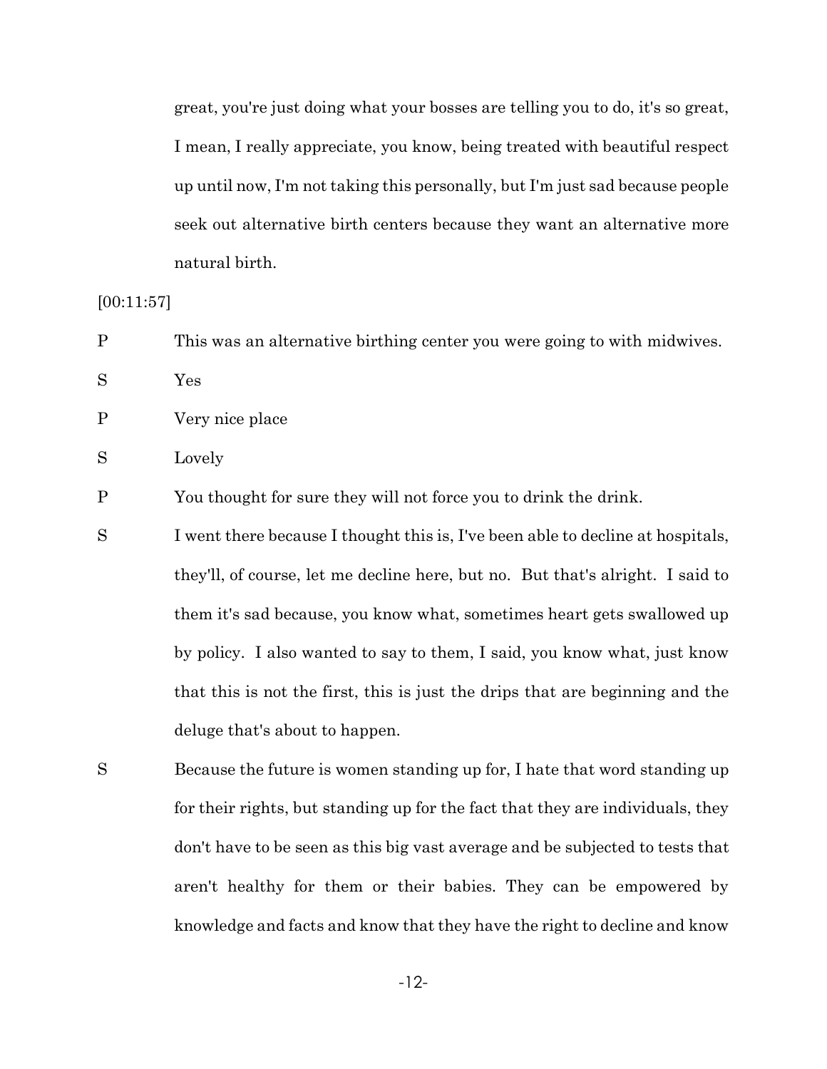great, you're just doing what your bosses are telling you to do, it's so great, I mean, I really appreciate, you know, being treated with beautiful respect up until now, I'm not taking this personally, but I'm just sad because people seek out alternative birth centers because they want an alternative more natural birth.

[00:11:57]

P  This was an alternative birthing center you were going to with midwives.

S  Yes

P  Very nice place

S  Lovely

P  You thought for sure they will not force you to drink the drink.

S  I went there because I thought this is, I've been able to decline at hospitals, they'll, of course, let me decline here, but no. But that's alright. I said to them it's sad because, you know what, sometimes heart gets swallowed up by policy. I also wanted to say to them, I said, you know what, just know that this is not the first, this is just the drips that are beginning and the deluge that's about to happen.

S  Because the future is women standing up for, I hate that word standing up for their rights, but standing up for the fact that they are individuals, they don't have to be seen as this big vast average and be subjected to tests that aren't healthy for them or their babies. They can be empowered by knowledge and facts and know that they have the right to decline and know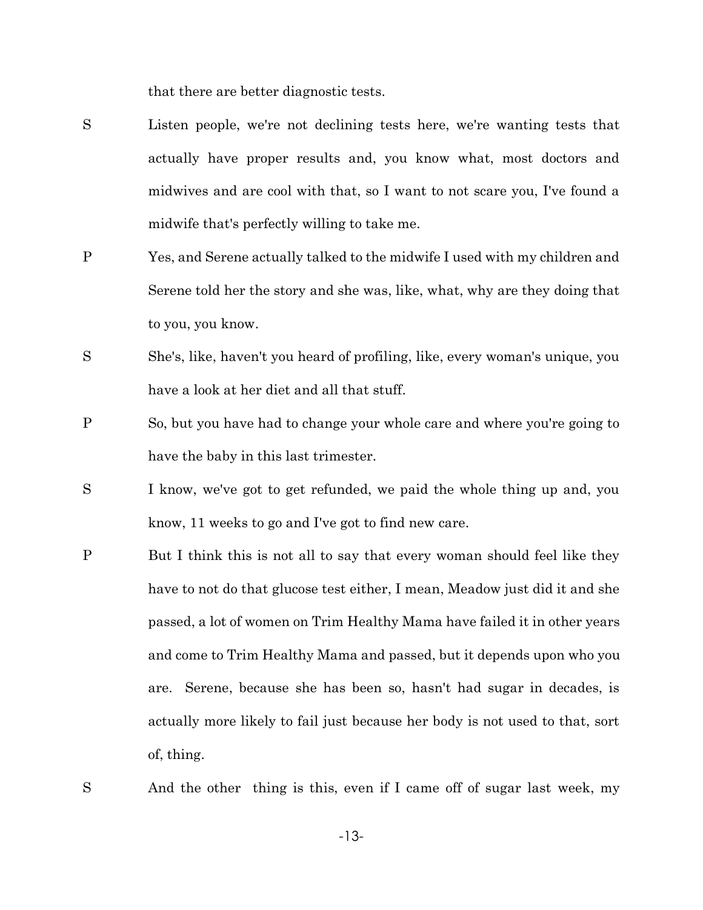that there are better diagnostic tests.

S Listen people, we're not declining tests here, we're wanting tests that actually have proper results and, you know what, most doctors and midwives and are cool with that, so I want to not scare you, I've found a midwife that's perfectly willing to take me.

P Yes, and Serene actually talked to the midwife I used with my children and Serene told her the story and she was, like, what, why are they doing that to you, you know.

S She's, like, haven't you heard of profiling, like, every woman's unique, you have a look at her diet and all that stuff.

P So, but you have had to change your whole care and where you're going to have the baby in this last trimester.

S I know, we've got to get refunded, we paid the whole thing up and, you know, 11 weeks to go and I've got to find new care.

P But I think this is not all to say that every woman should feel like they have to not do that glucose test either, I mean, Meadow just did it and she passed, a lot of women on Trim Healthy Mama have failed it in other years and come to Trim Healthy Mama and passed, but it depends upon who you are. Serene, because she has been so, hasn't had sugar in decades, is actually more likely to fail just because her body is not used to that, sort of, thing.

S And the other thing is this, even if I came off of sugar last week, my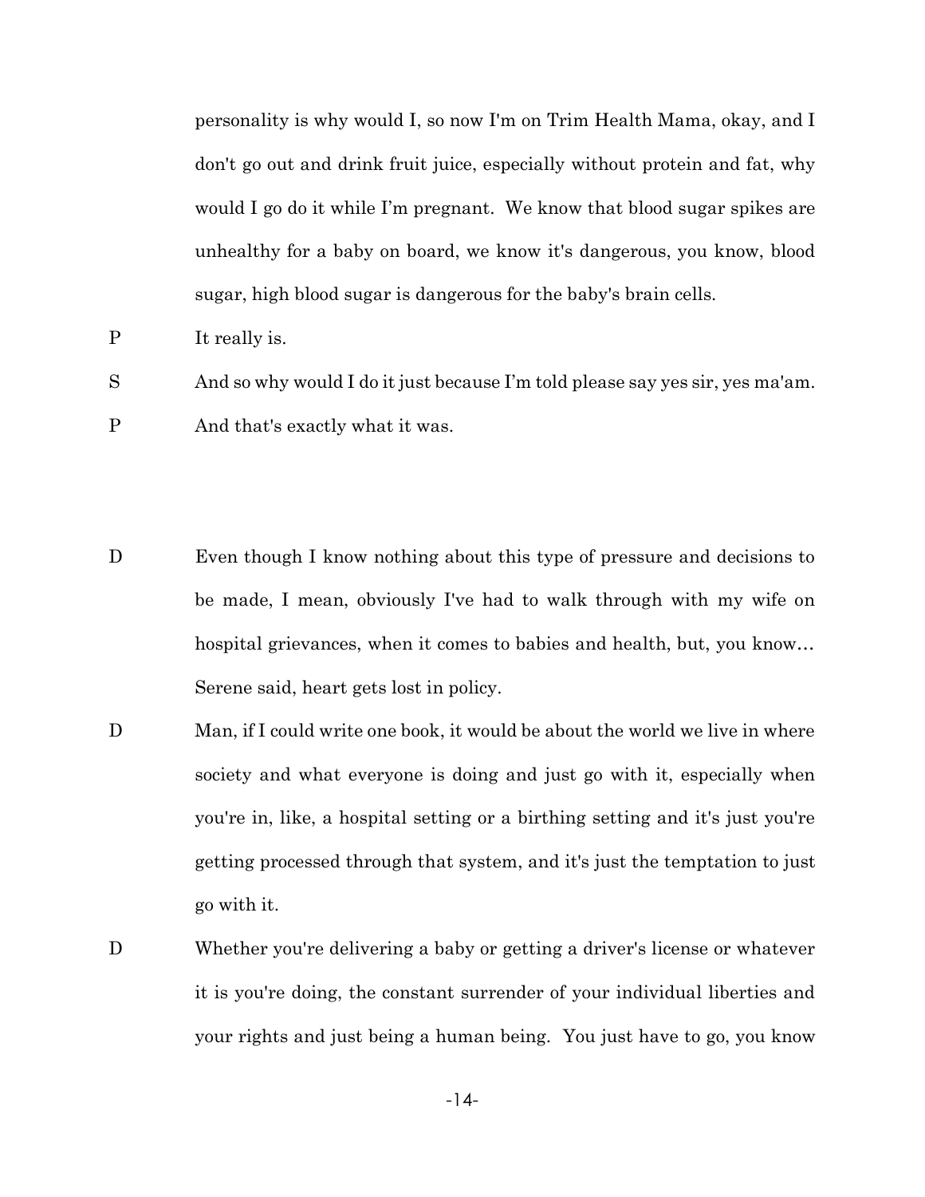personality is why would I, so now I'm on Trim Health Mama, okay, and I don't go out and drink fruit juice, especially without protein and fat, why would I go do it while I'm pregnant. We know that blood sugar spikes are unhealthy for a baby on board, we know it's dangerous, you know, blood sugar, high blood sugar is dangerous for the baby's brain cells.

P It really is.

S And so why would I do it just because I'm told please say yes sir, yes ma'am.

P And that's exactly what it was.

D Even though I know nothing about this type of pressure and decisions to be made, I mean, obviously I've had to walk through with my wife on hospital grievances, when it comes to babies and health, but, you know… Serene said, heart gets lost in policy.

D Man, if I could write one book, it would be about the world we live in where society and what everyone is doing and just go with it, especially when you're in, like, a hospital setting or a birthing setting and it's just you're getting processed through that system, and it's just the temptation to just go with it.

D Whether you're delivering a baby or getting a driver's license or whatever it is you're doing, the constant surrender of your individual liberties and your rights and just being a human being. You just have to go, you know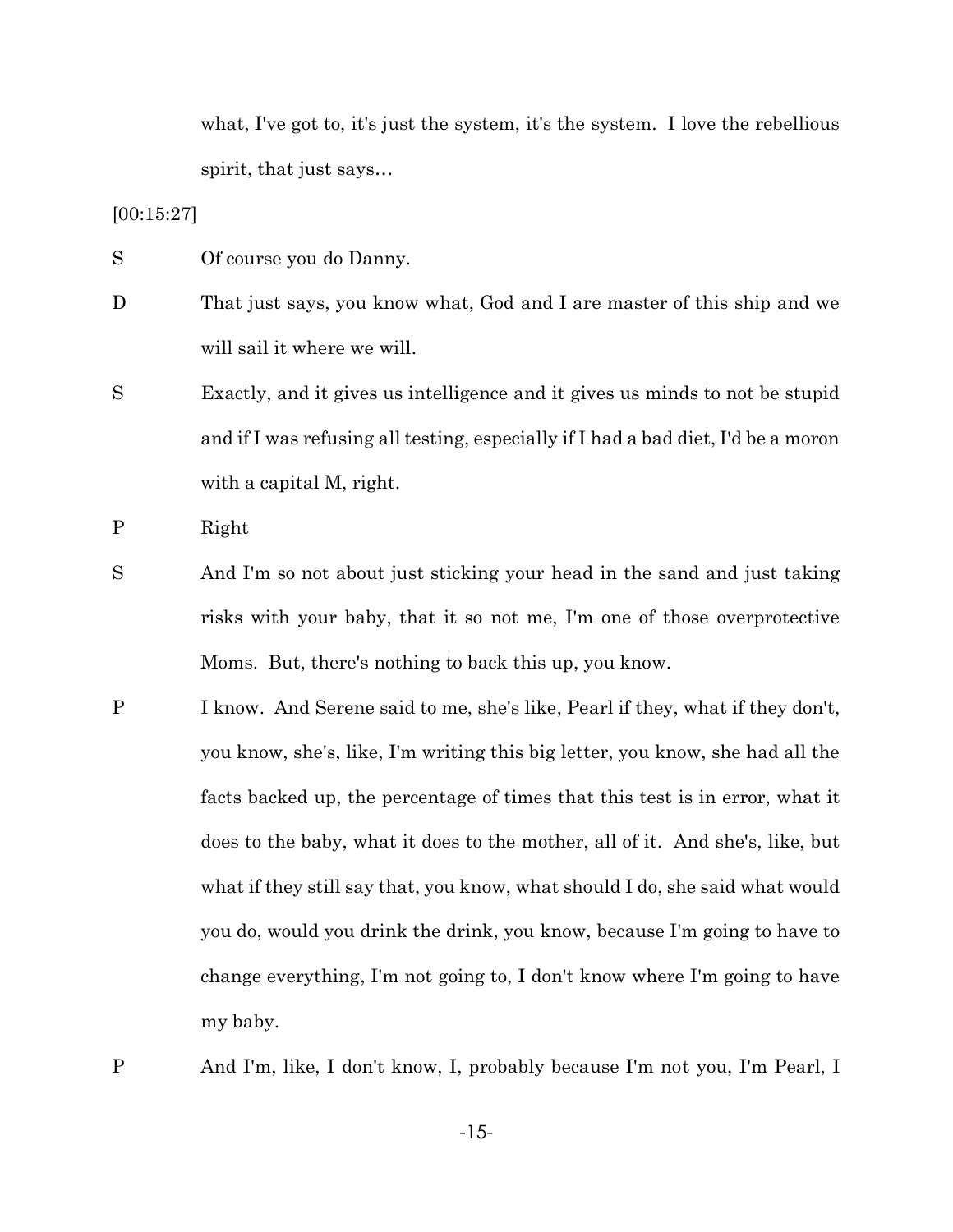what, I've got to, it's just the system, it's the system. I love the rebellious spirit, that just says…

[00:15:27]

S Of course you do Danny.

D That just says, you know what, God and I are master of this ship and we will sail it where we will.

S Exactly, and it gives us intelligence and it gives us minds to not be stupid and if I was refusing all testing, especially if I had a bad diet, I'd be a moron with a capital M, right.

P Right

S And I'm so not about just sticking your head in the sand and just taking risks with your baby, that it so not me, I'm one of those overprotective Moms. But, there's nothing to back this up, you know.

P I know. And Serene said to me, she's like, Pearl if they, what if they don't, you know, she's, like, I'm writing this big letter, you know, she had all the facts backed up, the percentage of times that this test is in error, what it does to the baby, what it does to the mother, all of it. And she's, like, but what if they still say that, you know, what should I do, she said what would you do, would you drink the drink, you know, because I'm going to have to change everything, I'm not going to, I don't know where I'm going to have my baby.

P And I'm, like, I don't know, I, probably because I'm not you, I'm Pearl, I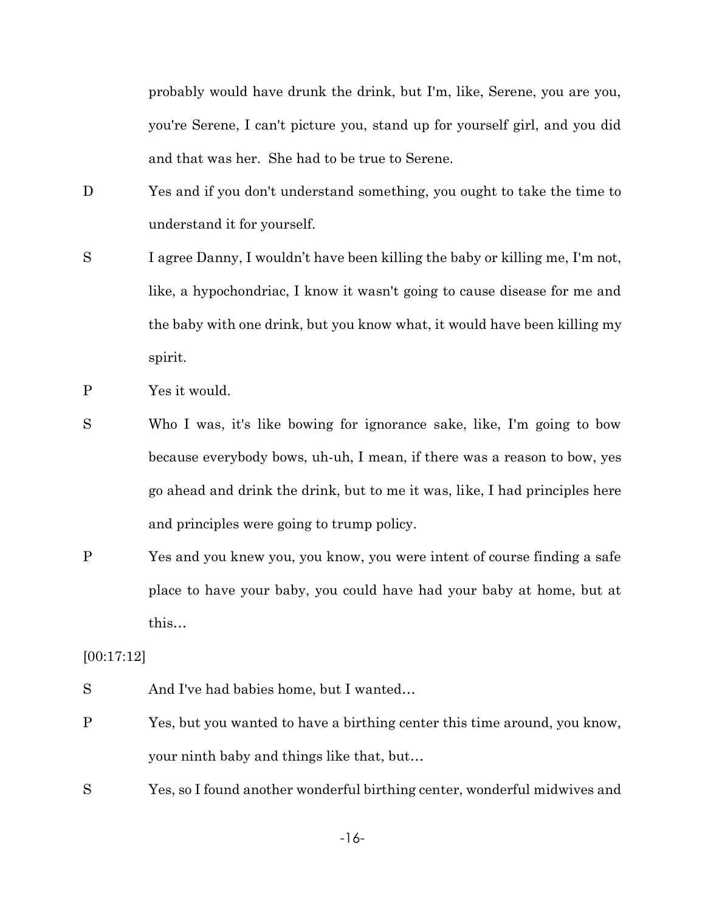probably would have drunk the drink, but I'm, like, Serene, you are you, you're Serene, I can't picture you, stand up for yourself girl, and you did and that was her. She had to be true to Serene.

D Yes and if you don't understand something, you ought to take the time to understand it for yourself.

S I agree Danny, I wouldn't have been killing the baby or killing me, I'm not, like, a hypochondriac, I know it wasn't going to cause disease for me and the baby with one drink, but you know what, it would have been killing my spirit.

P Yes it would.

S Who I was, it's like bowing for ignorance sake, like, I'm going to bow because everybody bows, uh-uh, I mean, if there was a reason to bow, yes go ahead and drink the drink, but to me it was, like, I had principles here and principles were going to trump policy.

P Yes and you knew you, you know, you were intent of course finding a safe place to have your baby, you could have had your baby at home, but at this…

[00:17:12]

S And I've had babies home, but I wanted…

P Yes, but you wanted to have a birthing center this time around, you know, your ninth baby and things like that, but…

S Yes, so I found another wonderful birthing center, wonderful midwives and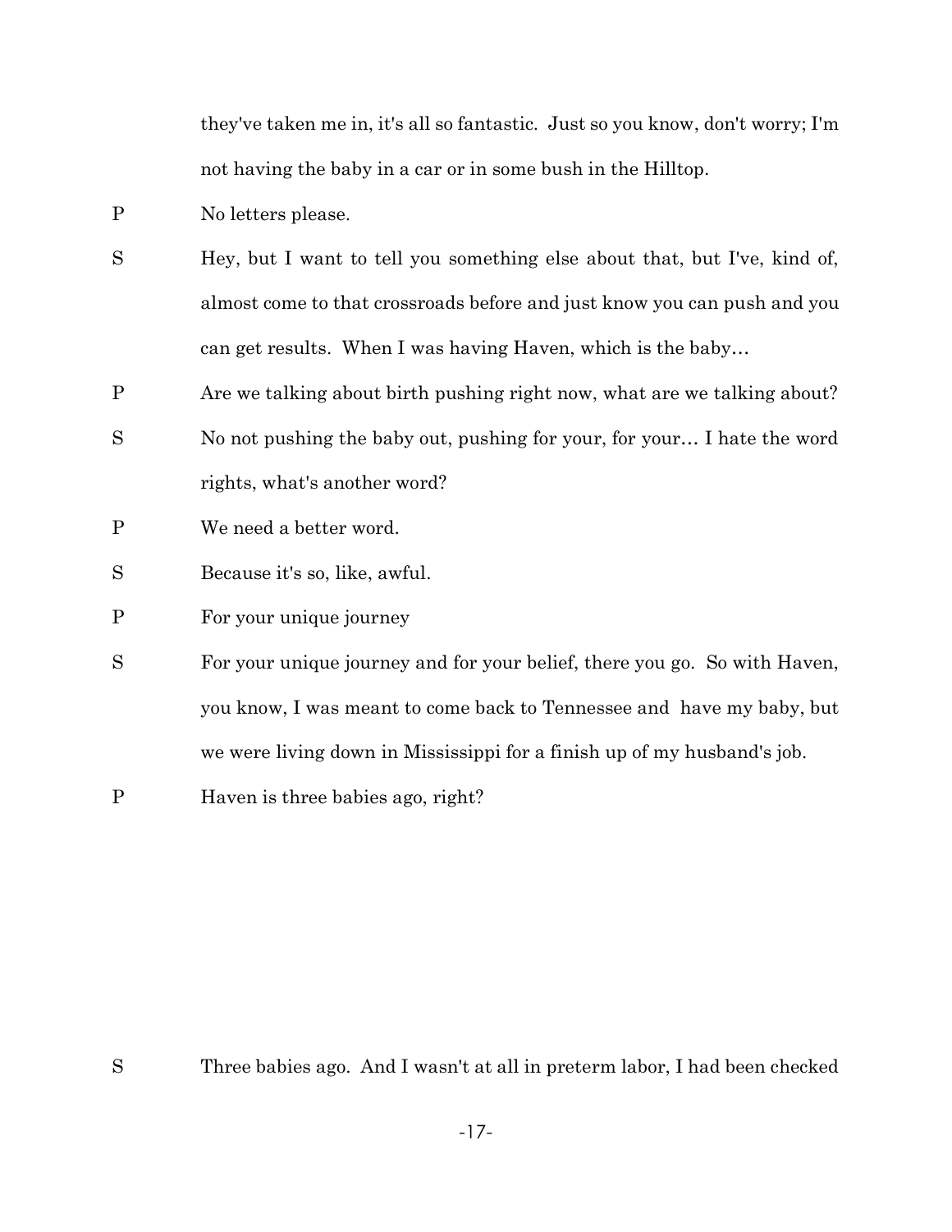they've taken me in, it's all so fantastic. Just so you know, don't worry; I'm not having the baby in a car or in some bush in the Hilltop.

P No letters please.

S Hey, but I want to tell you something else about that, but I've, kind of, almost come to that crossroads before and just know you can push and you can get results. When I was having Haven, which is the baby…

P Are we talking about birth pushing right now, what are we talking about?

S No not pushing the baby out, pushing for your, for your… I hate the word rights, what's another word?

P We need a better word.

S Because it's so, like, awful.

P For your unique journey

S For your unique journey and for your belief, there you go. So with Haven, you know, I was meant to come back to Tennessee and have my baby, but we were living down in Mississippi for a finish up of my husband's job.

P Haven is three babies ago, right?

S Three babies ago. And I wasn't at all in preterm labor, I had been checked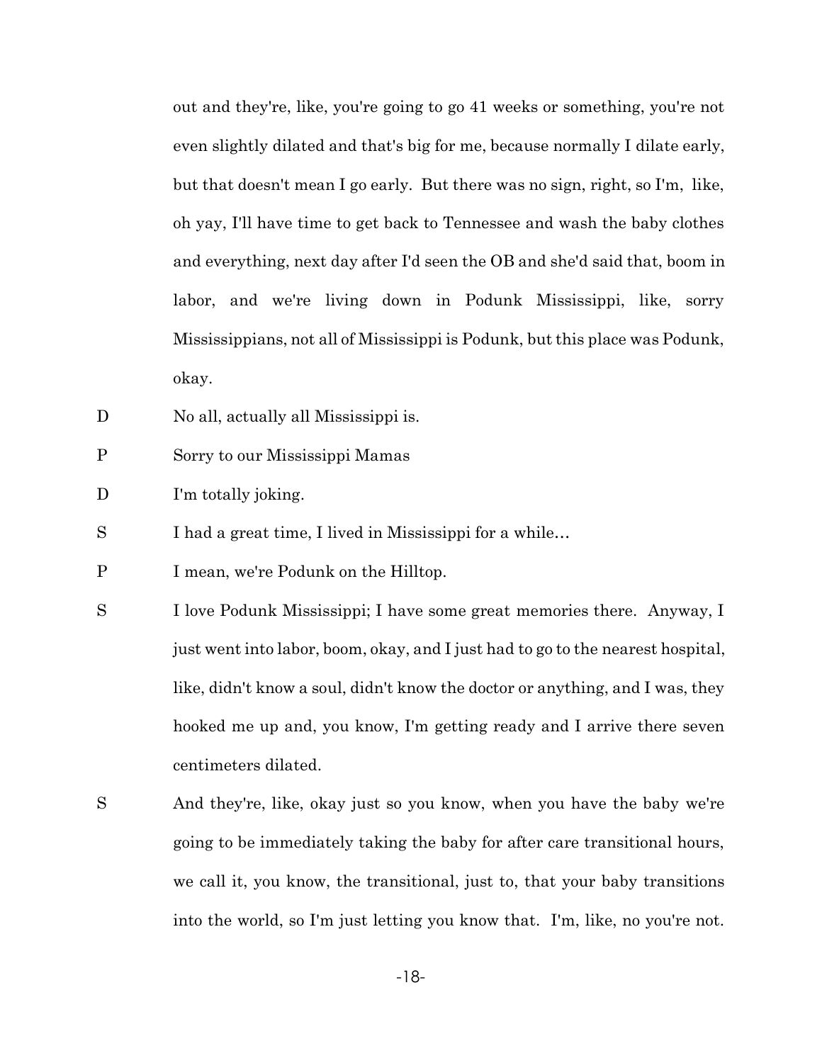out and they're, like, you're going to go 41 weeks or something, you're not even slightly dilated and that's big for me, because normally I dilate early, but that doesn't mean I go early. But there was no sign, right, so I'm, like, oh yay, I'll have time to get back to Tennessee and wash the baby clothes and everything, next day after I'd seen the OB and she'd said that, boom in labor, and we're living down in Podunk Mississippi, like, sorry Mississippians, not all of Mississippi is Podunk, but this place was Podunk, okay.

D No all, actually all Mississippi is.

P Sorry to our Mississippi Mamas

D I'm totally joking.

S I had a great time, I lived in Mississippi for a while…

P I mean, we're Podunk on the Hilltop.

S I love Podunk Mississippi; I have some great memories there. Anyway, I just went into labor, boom, okay, and I just had to go to the nearest hospital, like, didn't know a soul, didn't know the doctor or anything, and I was, they hooked me up and, you know, I'm getting ready and I arrive there seven centimeters dilated.

S And they're, like, okay just so you know, when you have the baby we're going to be immediately taking the baby for after care transitional hours, we call it, you know, the transitional, just to, that your baby transitions into the world, so I'm just letting you know that. I'm, like, no you're not.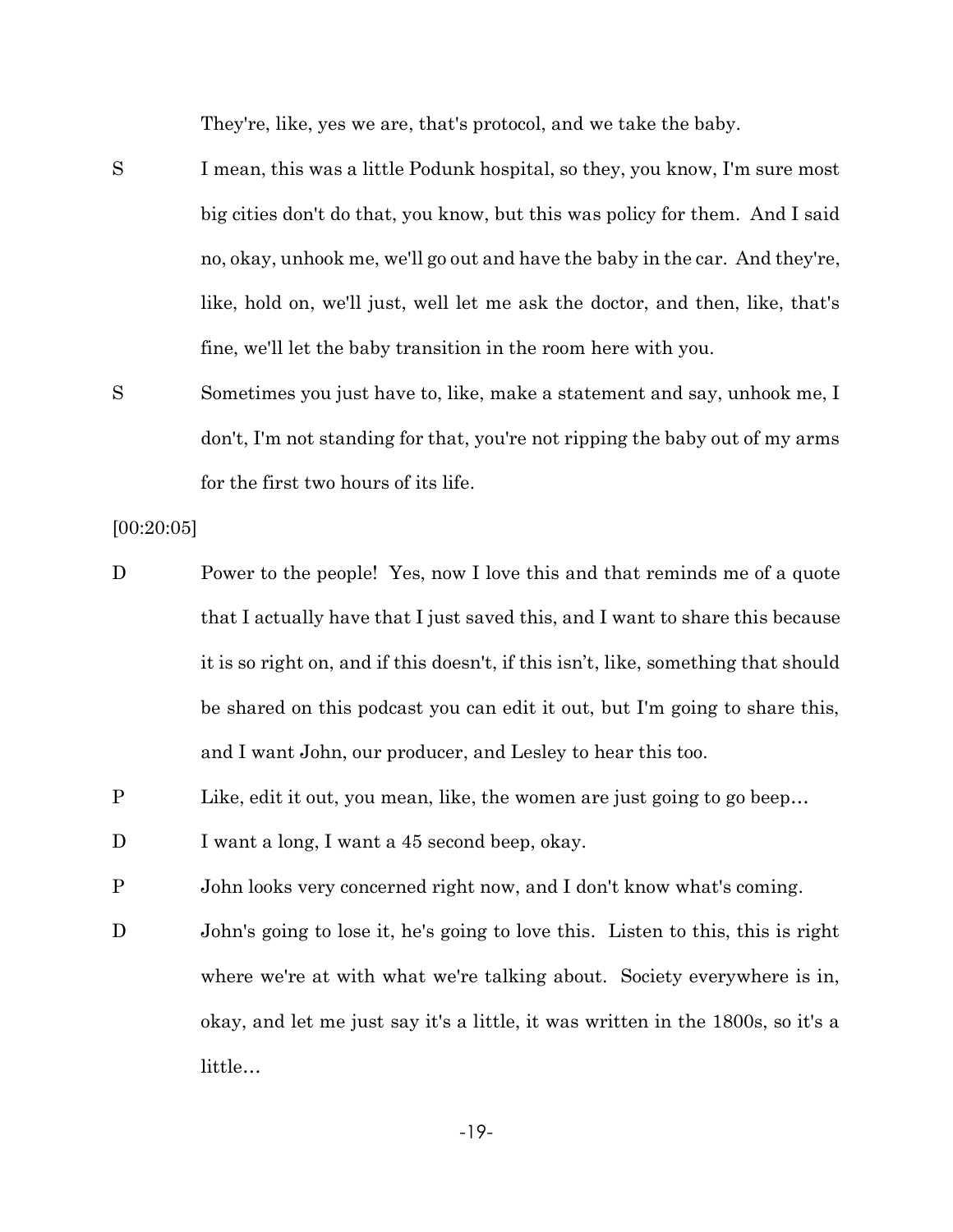They're, like, yes we are, that's protocol, and we take the baby.

S I mean, this was a little Podunk hospital, so they, you know, I'm sure most big cities don't do that, you know, but this was policy for them. And I said no, okay, unhook me, we'll go out and have the baby in the car. And they're, like, hold on, we'll just, well let me ask the doctor, and then, like, that's fine, we'll let the baby transition in the room here with you.

S Sometimes you just have to, like, make a statement and say, unhook me, I don't, I'm not standing for that, you're not ripping the baby out of my arms for the first two hours of its life.

[00:20:05]

D Power to the people! Yes, now I love this and that reminds me of a quote that I actually have that I just saved this, and I want to share this because it is so right on, and if this doesn't, if this isn't, like, something that should be shared on this podcast you can edit it out, but I'm going to share this, and I want John, our producer, and Lesley to hear this too.

P Like, edit it out, you mean, like, the women are just going to go beep…

D I want a long, I want a 45 second beep, okay.

P John looks very concerned right now, and I don't know what's coming.

D John's going to lose it, he's going to love this. Listen to this, this is right where we're at with what we're talking about. Society everywhere is in, okay, and let me just say it's a little, it was written in the 1800s, so it's a little…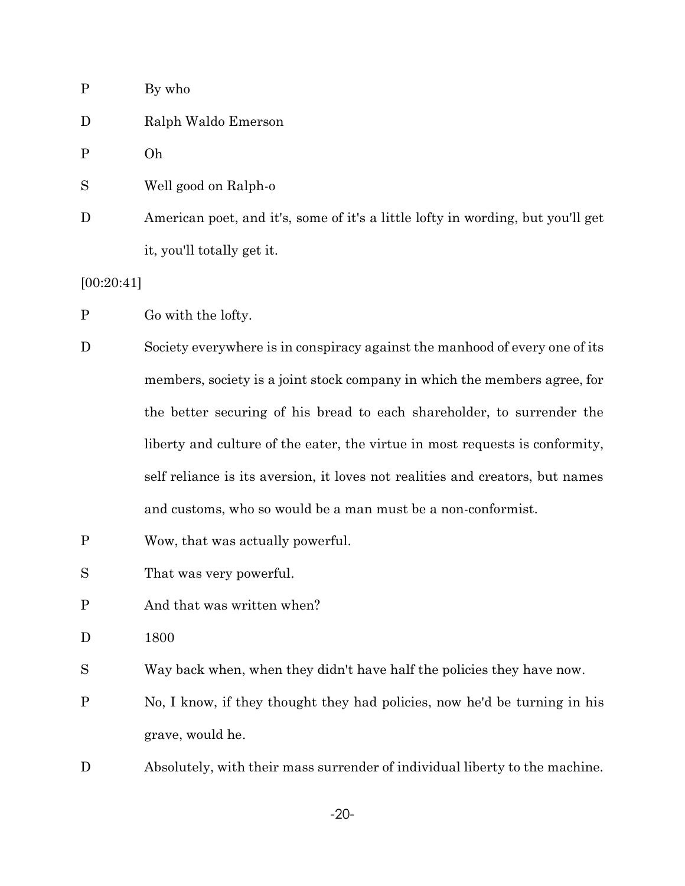P By who

D Ralph Waldo Emerson

P Oh

S Well good on Ralph-o

D American poet, and it's, some of it's a little lofty in wording, but you'll get it, you'll totally get it.

[00:20:41]

P Go with the lofty.

D Society everywhere is in conspiracy against the manhood of every one of its members, society is a joint stock company in which the members agree, for the better securing of his bread to each shareholder, to surrender the liberty and culture of the eater, the virtue in most requests is conformity, self reliance is its aversion, it loves not realities and creators, but names and customs, who so would be a man must be a non-conformist.

P Wow, that was actually powerful.

S That was very powerful.

P And that was written when?

D 1800

S Way back when, when they didn't have half the policies they have now.

P No, I know, if they thought they had policies, now he'd be turning in his grave, would he.

D Absolutely, with their mass surrender of individual liberty to the machine.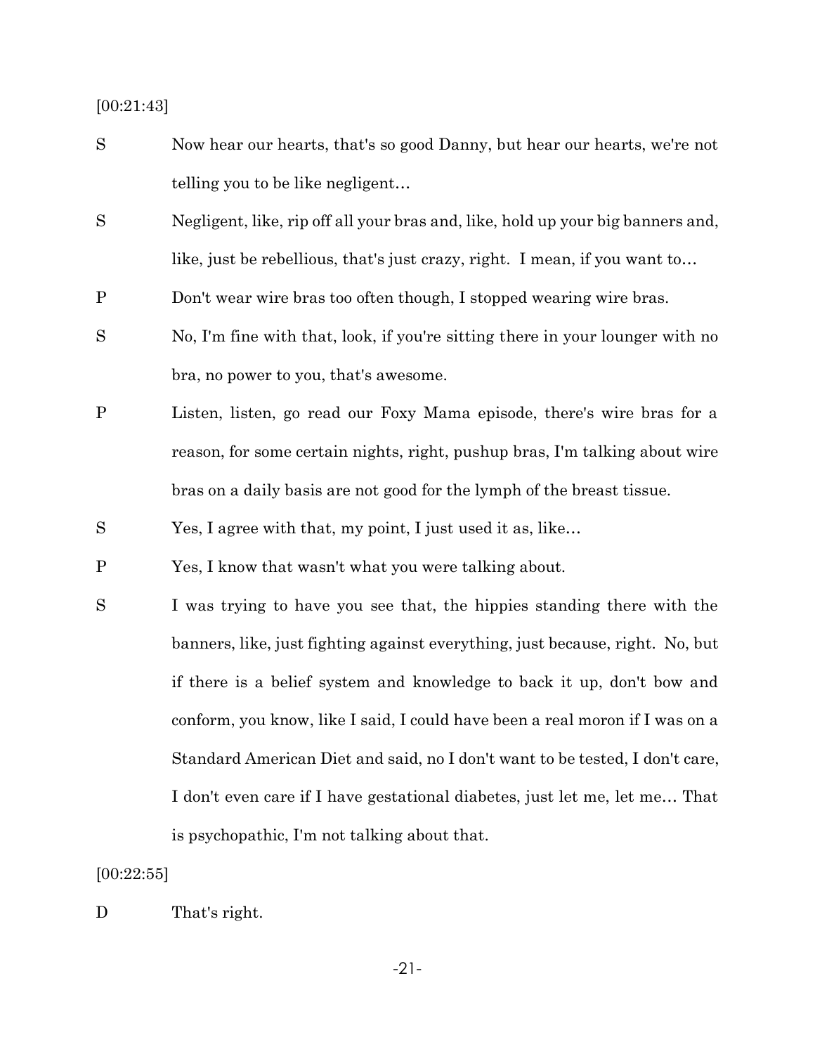[00:21:43]

S Now hear our hearts, that's so good Danny, but hear our hearts, we're not telling you to be like negligent…

S Negligent, like, rip off all your bras and, like, hold up your big banners and, like, just be rebellious, that's just crazy, right. I mean, if you want to…

P Don't wear wire bras too often though, I stopped wearing wire bras.

S No, I'm fine with that, look, if you're sitting there in your lounger with no bra, no power to you, that's awesome.

P Listen, listen, go read our Foxy Mama episode, there's wire bras for a reason, for some certain nights, right, pushup bras, I'm talking about wire bras on a daily basis are not good for the lymph of the breast tissue.

S Yes, I agree with that, my point, I just used it as, like…

P Yes, I know that wasn't what you were talking about.

S I was trying to have you see that, the hippies standing there with the banners, like, just fighting against everything, just because, right. No, but if there is a belief system and knowledge to back it up, don't bow and conform, you know, like I said, I could have been a real moron if I was on a Standard American Diet and said, no I don't want to be tested, I don't care, I don't even care if I have gestational diabetes, just let me, let me… That is psychopathic, I'm not talking about that.

[00:22:55]

D That's right.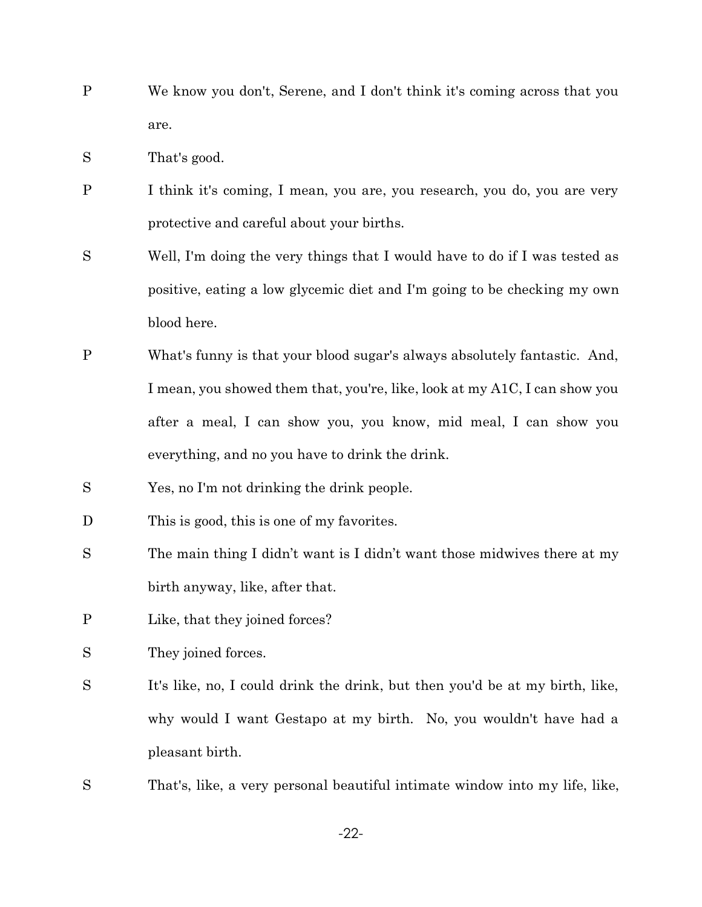P We know you don't, Serene, and I don't think it's coming across that you are.

S That's good.

P I think it's coming, I mean, you are, you research, you do, you are very protective and careful about your births.

S Well, I'm doing the very things that I would have to do if I was tested as positive, eating a low glycemic diet and I'm going to be checking my own blood here.

P What's funny is that your blood sugar's always absolutely fantastic. And, I mean, you showed them that, you're, like, look at my A1C, I can show you after a meal, I can show you, you know, mid meal, I can show you everything, and no you have to drink the drink.

S Yes, no I'm not drinking the drink people.

D This is good, this is one of my favorites.

S The main thing I didn't want is I didn't want those midwives there at my birth anyway, like, after that.

P Like, that they joined forces?

S They joined forces.

S It's like, no, I could drink the drink, but then you'd be at my birth, like, why would I want Gestapo at my birth. No, you wouldn't have had a pleasant birth.

S That's, like, a very personal beautiful intimate window into my life, like,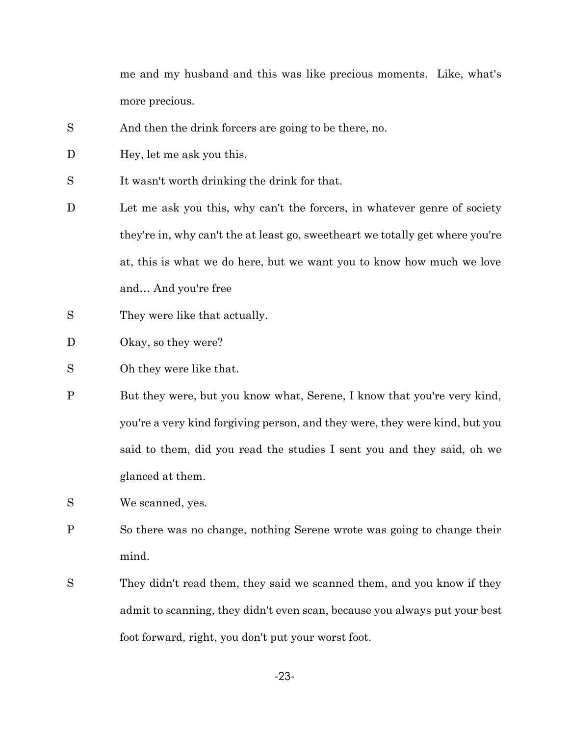me and my husband and this was like precious moments. Like, what's more precious.

S And then the drink forcers are going to be there, no.

D Hey, let me ask you this.

S It wasn't worth drinking the drink for that.

D Let me ask you this, why can't the forcers, in whatever genre of society they're in, why can't the at least go, sweetheart we totally get where you're at, this is what we do here, but we want you to know how much we love and… And you're free

S They were like that actually.

D Okay, so they were?

S Oh they were like that.

P But they were, but you know what, Serene, I know that you're very kind, you're a very kind forgiving person, and they were, they were kind, but you said to them, did you read the studies I sent you and they said, oh we glanced at them.

S We scanned, yes.

P So there was no change, nothing Serene wrote was going to change their mind.

S They didn't read them, they said we scanned them, and you know if they admit to scanning, they didn't even scan, because you always put your best foot forward, right, you don't put your worst foot.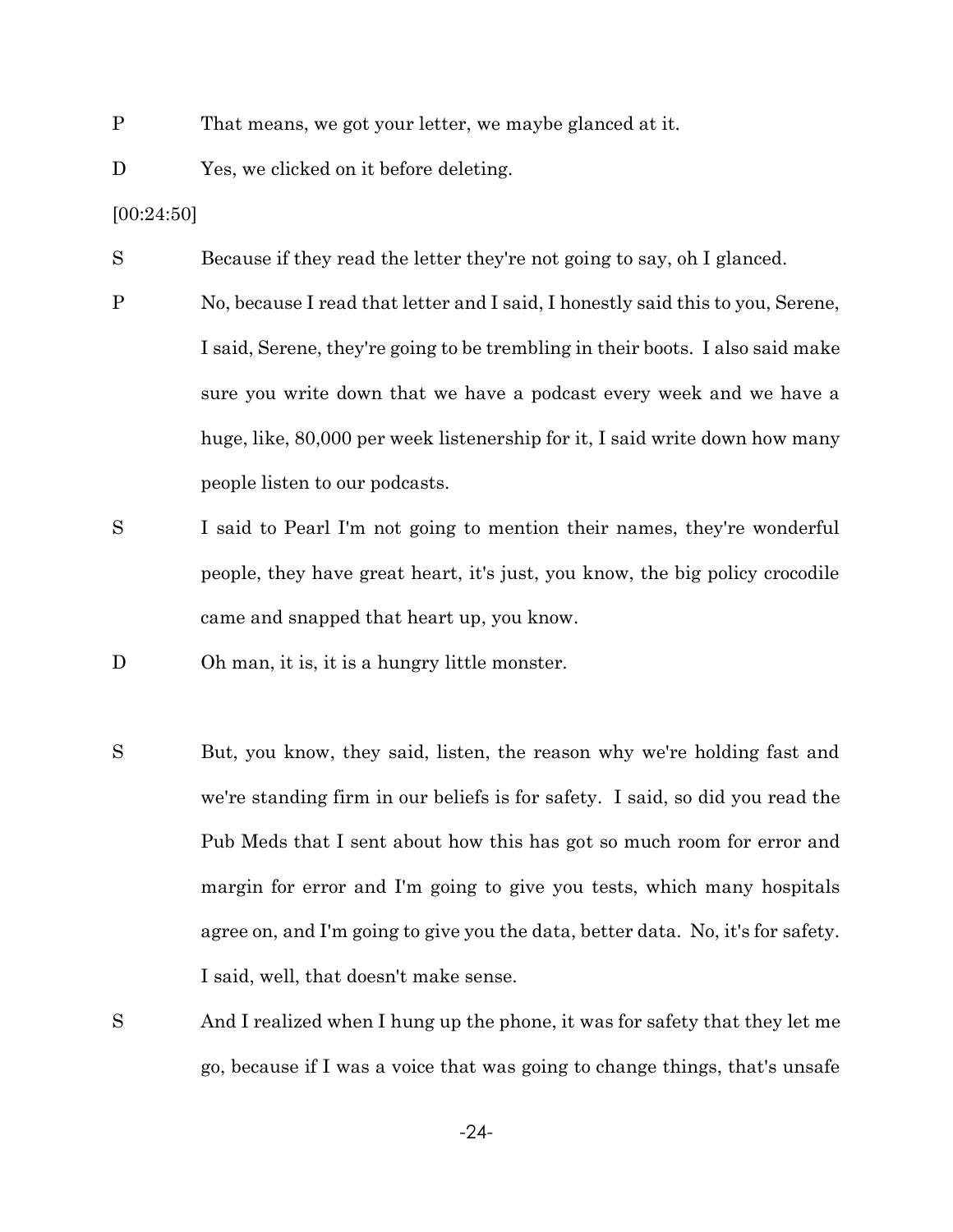P That means, we got your letter, we maybe glanced at it.

D Yes, we clicked on it before deleting.

[00:24:50]

S Because if they read the letter they're not going to say, oh I glanced.

P No, because I read that letter and I said, I honestly said this to you, Serene, I said, Serene, they're going to be trembling in their boots. I also said make sure you write down that we have a podcast every week and we have a huge, like, 80,000 per week listenership for it, I said write down how many people listen to our podcasts.

S I said to Pearl I'm not going to mention their names, they're wonderful people, they have great heart, it's just, you know, the big policy crocodile came and snapped that heart up, you know.

D Oh man, it is, it is a hungry little monster.

S But, you know, they said, listen, the reason why we're holding fast and we're standing firm in our beliefs is for safety. I said, so did you read the Pub Meds that I sent about how this has got so much room for error and margin for error and I'm going to give you tests, which many hospitals agree on, and I'm going to give you the data, better data. No, it's for safety. I said, well, that doesn't make sense.

S And I realized when I hung up the phone, it was for safety that they let me go, because if I was a voice that was going to change things, that's unsafe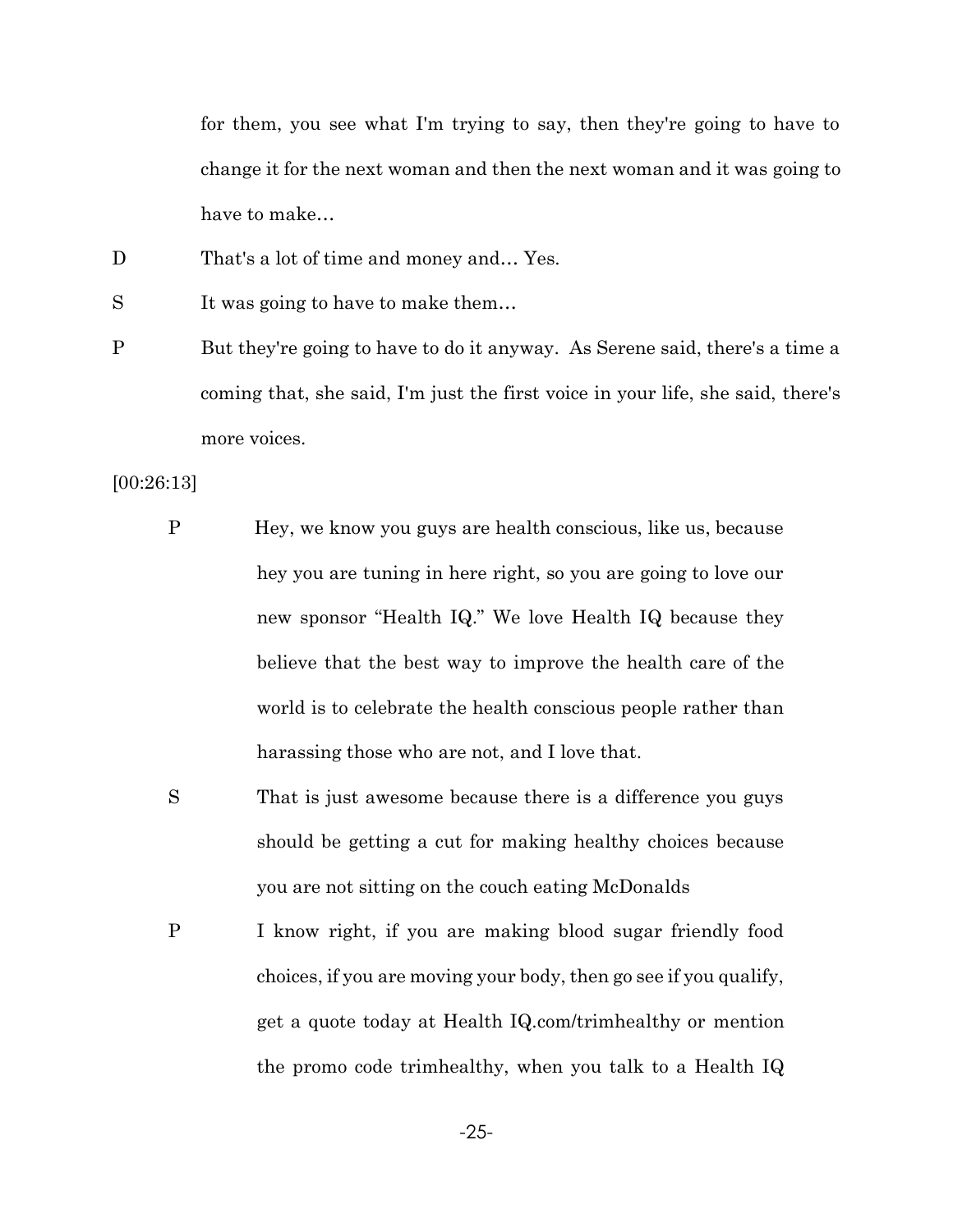for them, you see what I'm trying to say, then they're going to have to change it for the next woman and then the next woman and it was going to have to make…

D That's a lot of time and money and… Yes.

S It was going to have to make them…

P But they're going to have to do it anyway. As Serene said, there's a time a coming that, she said, I'm just the first voice in your life, she said, there's more voices.

[00:26:13]

P Hey, we know you guys are health conscious, like us, because hey you are tuning in here right, so you are going to love our new sponsor "Health IQ." We love Health IQ because they believe that the best way to improve the health care of the world is to celebrate the health conscious people rather than harassing those who are not, and I love that.

S That is just awesome because there is a difference you guys should be getting a cut for making healthy choices because you are not sitting on the couch eating McDonalds

P I know right, if you are making blood sugar friendly food choices, if you are moving your body, then go see if you qualify, get a quote today at Health IQ.com/trimhealthy or mention the promo code trimhealthy, when you talk to a Health IQ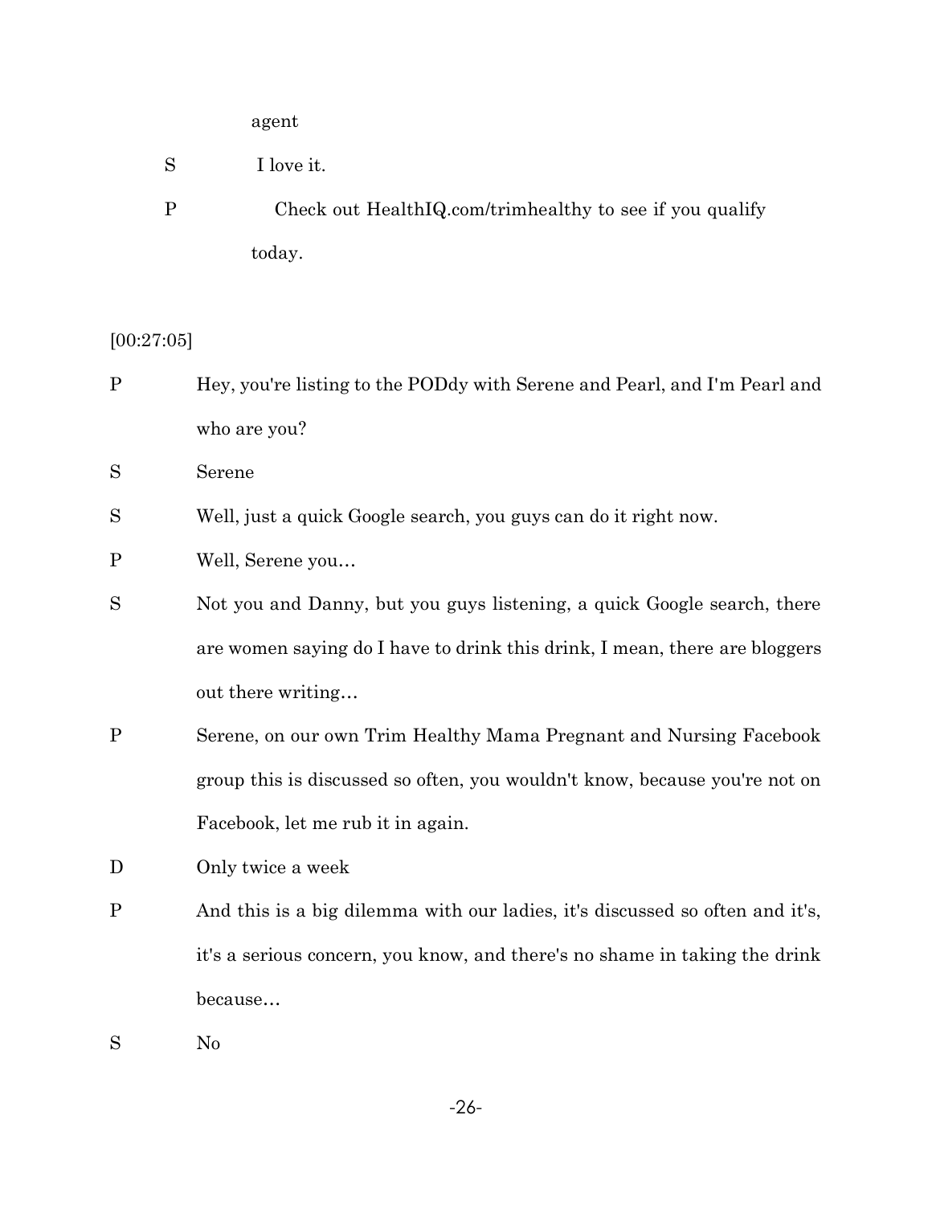agent

S I love it.

P Check out HealthIQ.com/trimhealthy to see if you qualify today.

[00:27:05]

P Hey, you're listing to the PODdy with Serene and Pearl, and I'm Pearl and who are you?

S Serene

S Well, just a quick Google search, you guys can do it right now.

P Well, Serene you…

S Not you and Danny, but you guys listening, a quick Google search, there are women saying do I have to drink this drink, I mean, there are bloggers out there writing…

P Serene, on our own Trim Healthy Mama Pregnant and Nursing Facebook group this is discussed so often, you wouldn't know, because you're not on Facebook, let me rub it in again.

D Only twice a week

P And this is a big dilemma with our ladies, it's discussed so often and it's, it's a serious concern, you know, and there's no shame in taking the drink because…

S No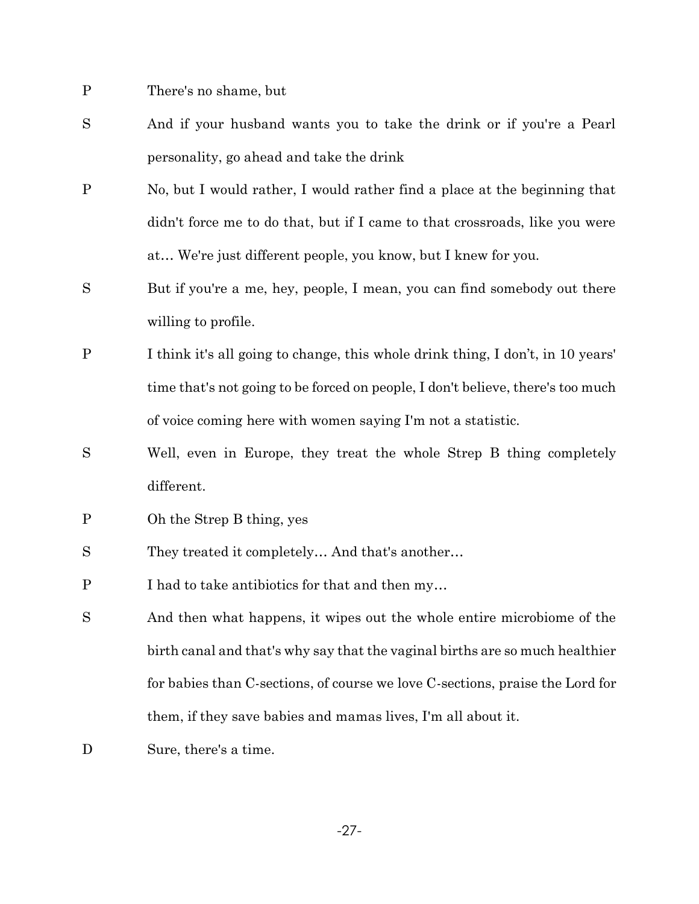P There's no shame, but

S And if your husband wants you to take the drink or if you're a Pearl personality, go ahead and take the drink

P No, but I would rather, I would rather find a place at the beginning that didn't force me to do that, but if I came to that crossroads, like you were at… We're just different people, you know, but I knew for you.

S But if you're a me, hey, people, I mean, you can find somebody out there willing to profile.

P I think it's all going to change, this whole drink thing, I don't, in 10 years' time that's not going to be forced on people, I don't believe, there's too much of voice coming here with women saying I'm not a statistic.

S Well, even in Europe, they treat the whole Strep B thing completely different.

P Oh the Strep B thing, yes

S They treated it completely… And that's another…

P I had to take antibiotics for that and then my…

S And then what happens, it wipes out the whole entire microbiome of the birth canal and that's why say that the vaginal births are so much healthier for babies than C-sections, of course we love C-sections, praise the Lord for them, if they save babies and mamas lives, I'm all about it.

D Sure, there's a time.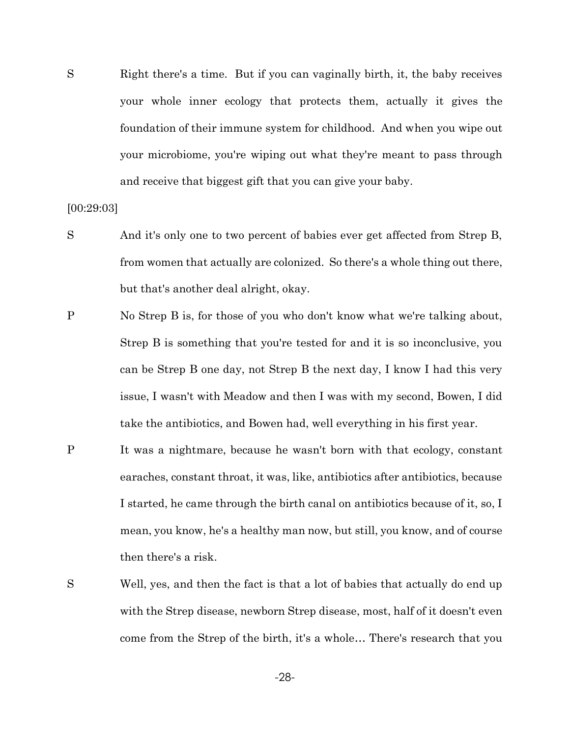S Right there's a time. But if you can vaginally birth, it, the baby receives your whole inner ecology that protects them, actually it gives the foundation of their immune system for childhood. And when you wipe out your microbiome, you're wiping out what they're meant to pass through and receive that biggest gift that you can give your baby.

[00:29:03]

S And it's only one to two percent of babies ever get affected from Strep B, from women that actually are colonized. So there's a whole thing out there, but that's another deal alright, okay.

P No Strep B is, for those of you who don't know what we're talking about, Strep B is something that you're tested for and it is so inconclusive, you can be Strep B one day, not Strep B the next day, I know I had this very issue, I wasn't with Meadow and then I was with my second, Bowen, I did take the antibiotics, and Bowen had, well everything in his first year.

P It was a nightmare, because he wasn't born with that ecology, constant earaches, constant throat, it was, like, antibiotics after antibiotics, because I started, he came through the birth canal on antibiotics because of it, so, I mean, you know, he's a healthy man now, but still, you know, and of course then there's a risk.

S Well, yes, and then the fact is that a lot of babies that actually do end up with the Strep disease, newborn Strep disease, most, half of it doesn't even come from the Strep of the birth, it's a whole… There's research that you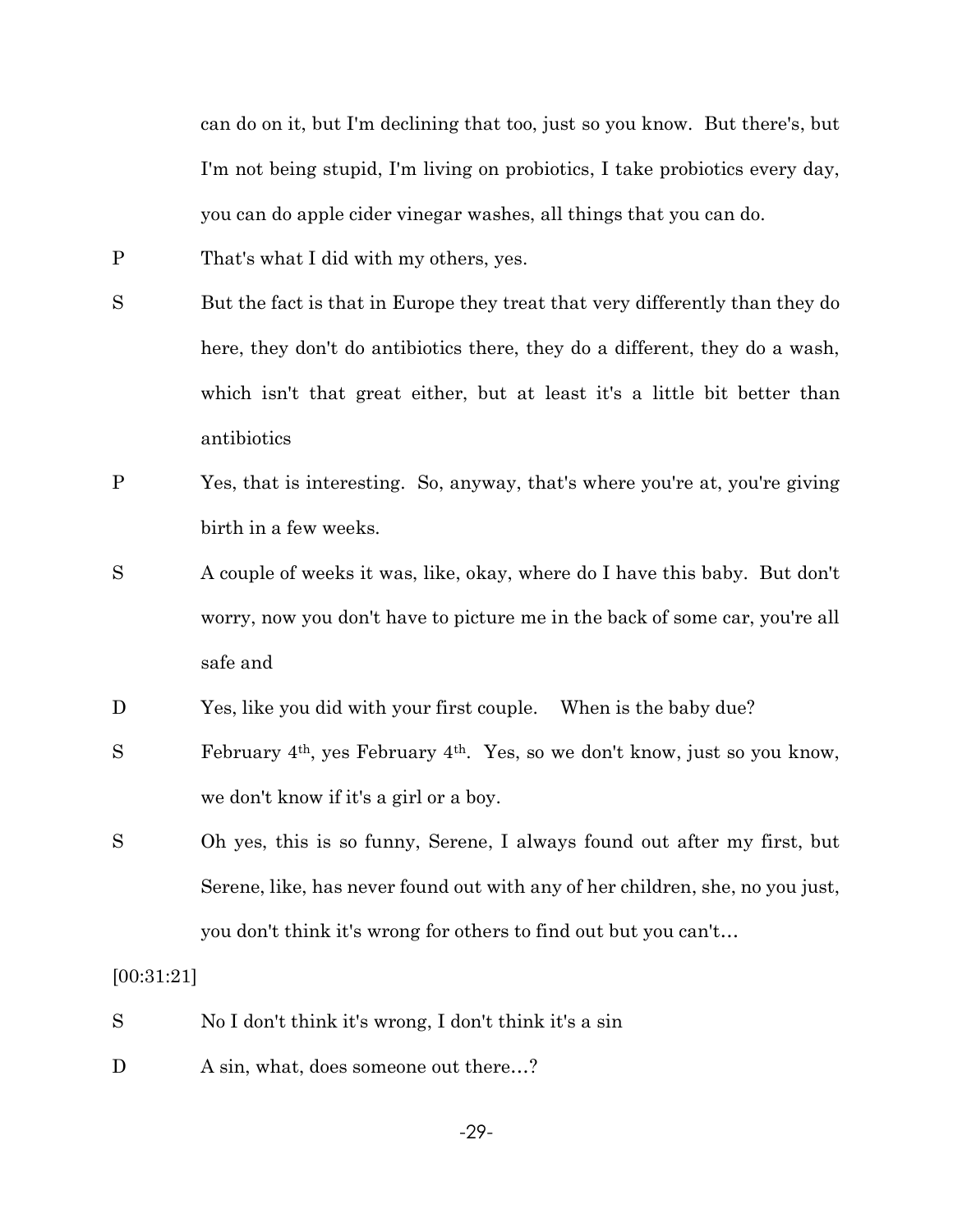can do on it, but I'm declining that too, just so you know. But there's, but I'm not being stupid, I'm living on probiotics, I take probiotics every day, you can do apple cider vinegar washes, all things that you can do.

P That's what I did with my others, yes.

S But the fact is that in Europe they treat that very differently than they do here, they don't do antibiotics there, they do a different, they do a wash, which isn't that great either, but at least it's a little bit better than antibiotics

P Yes, that is interesting. So, anyway, that's where you're at, you're giving birth in a few weeks.

S A couple of weeks it was, like, okay, where do I have this baby. But don't worry, now you don't have to picture me in the back of some car, you're all safe and

D Yes, like you did with your first couple. When is the baby due?

S February 4th, yes February 4th. Yes, so we don't know, just so you know, we don't know if it's a girl or a boy.

S Oh yes, this is so funny, Serene, I always found out after my first, but Serene, like, has never found out with any of her children, she, no you just, you don't think it's wrong for others to find out but you can't…

[00:31:21]

S No I don't think it's wrong, I don't think it's a sin

D A sin, what, does someone out there…?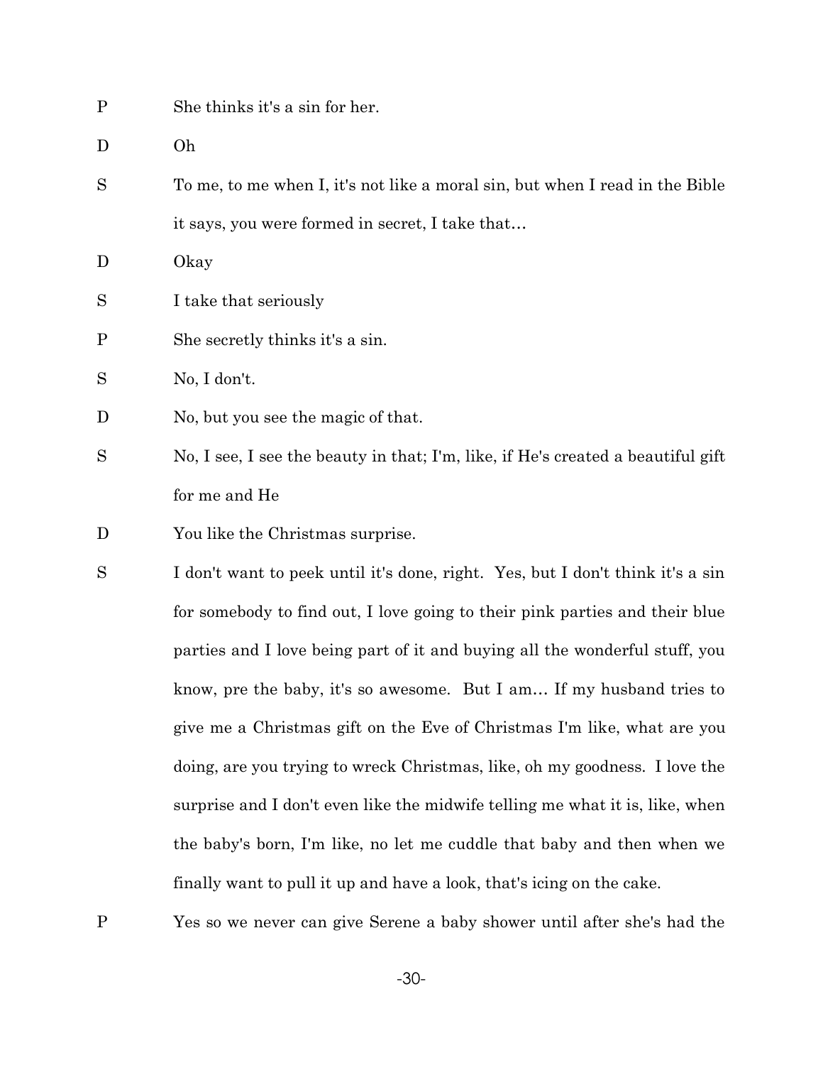P She thinks it's a sin for her.

D Oh

S To me, to me when I, it's not like a moral sin, but when I read in the Bible it says, you were formed in secret, I take that…

D Okay

S I take that seriously

P She secretly thinks it's a sin.

S No, I don't.

D No, but you see the magic of that.

S No, I see, I see the beauty in that; I'm, like, if He's created a beautiful gift for me and He

D You like the Christmas surprise.

S I don't want to peek until it's done, right. Yes, but I don't think it's a sin for somebody to find out, I love going to their pink parties and their blue parties and I love being part of it and buying all the wonderful stuff, you know, pre the baby, it's so awesome. But I am… If my husband tries to give me a Christmas gift on the Eve of Christmas I'm like, what are you doing, are you trying to wreck Christmas, like, oh my goodness. I love the surprise and I don't even like the midwife telling me what it is, like, when the baby's born, I'm like, no let me cuddle that baby and then when we finally want to pull it up and have a look, that's icing on the cake.

P Yes so we never can give Serene a baby shower until after she's had the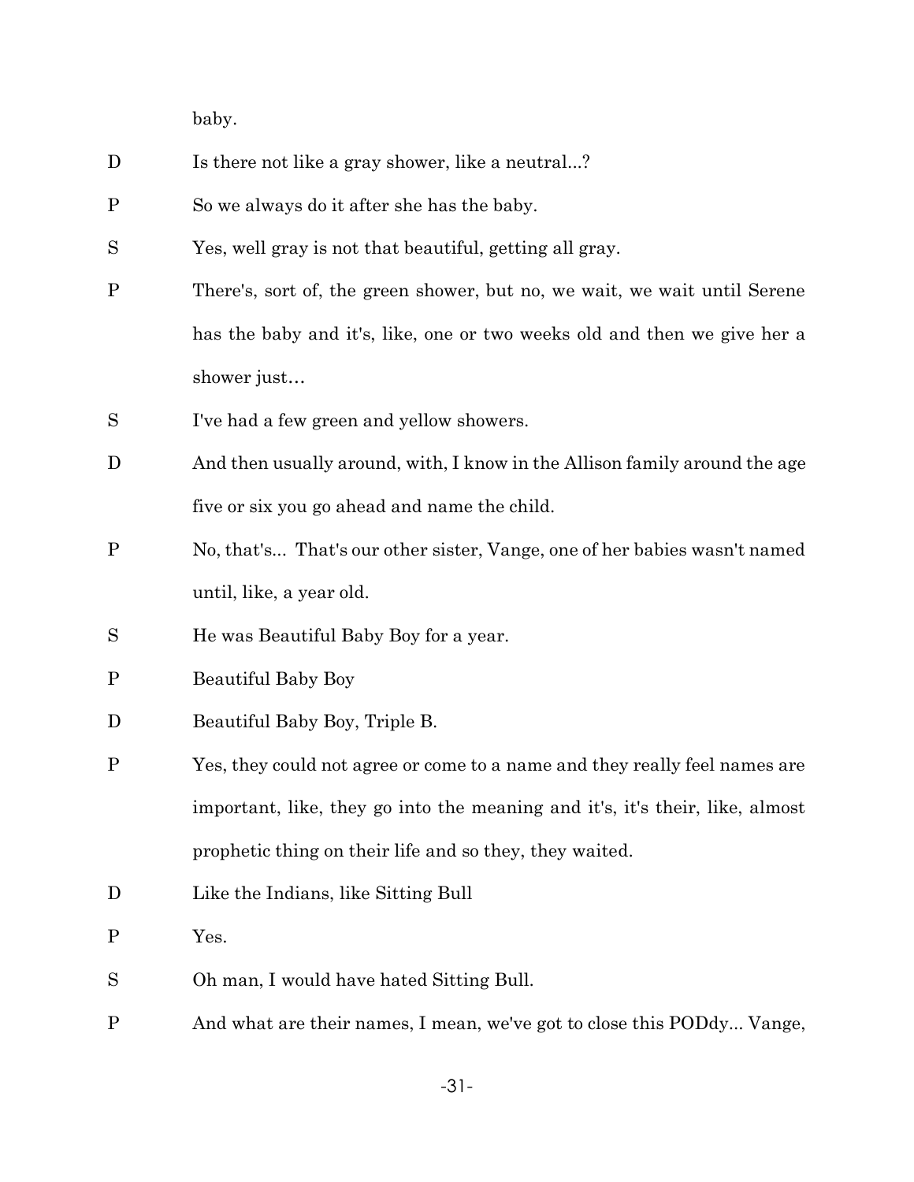baby.

D Is there not like a gray shower, like a neutral...?

P So we always do it after she has the baby.

S Yes, well gray is not that beautiful, getting all gray.

P There's, sort of, the green shower, but no, we wait, we wait until Serene has the baby and it's, like, one or two weeks old and then we give her a shower just…

S I've had a few green and yellow showers.

D And then usually around, with, I know in the Allison family around the age five or six you go ahead and name the child.

P No, that's... That's our other sister, Vange, one of her babies wasn't named until, like, a year old.

S He was Beautiful Baby Boy for a year.

P Beautiful Baby Boy

D Beautiful Baby Boy, Triple B.

P Yes, they could not agree or come to a name and they really feel names are important, like, they go into the meaning and it's, it's their, like, almost prophetic thing on their life and so they, they waited.

D Like the Indians, like Sitting Bull

P Yes.

S Oh man, I would have hated Sitting Bull.

P And what are their names, I mean, we've got to close this PODdy... Vange,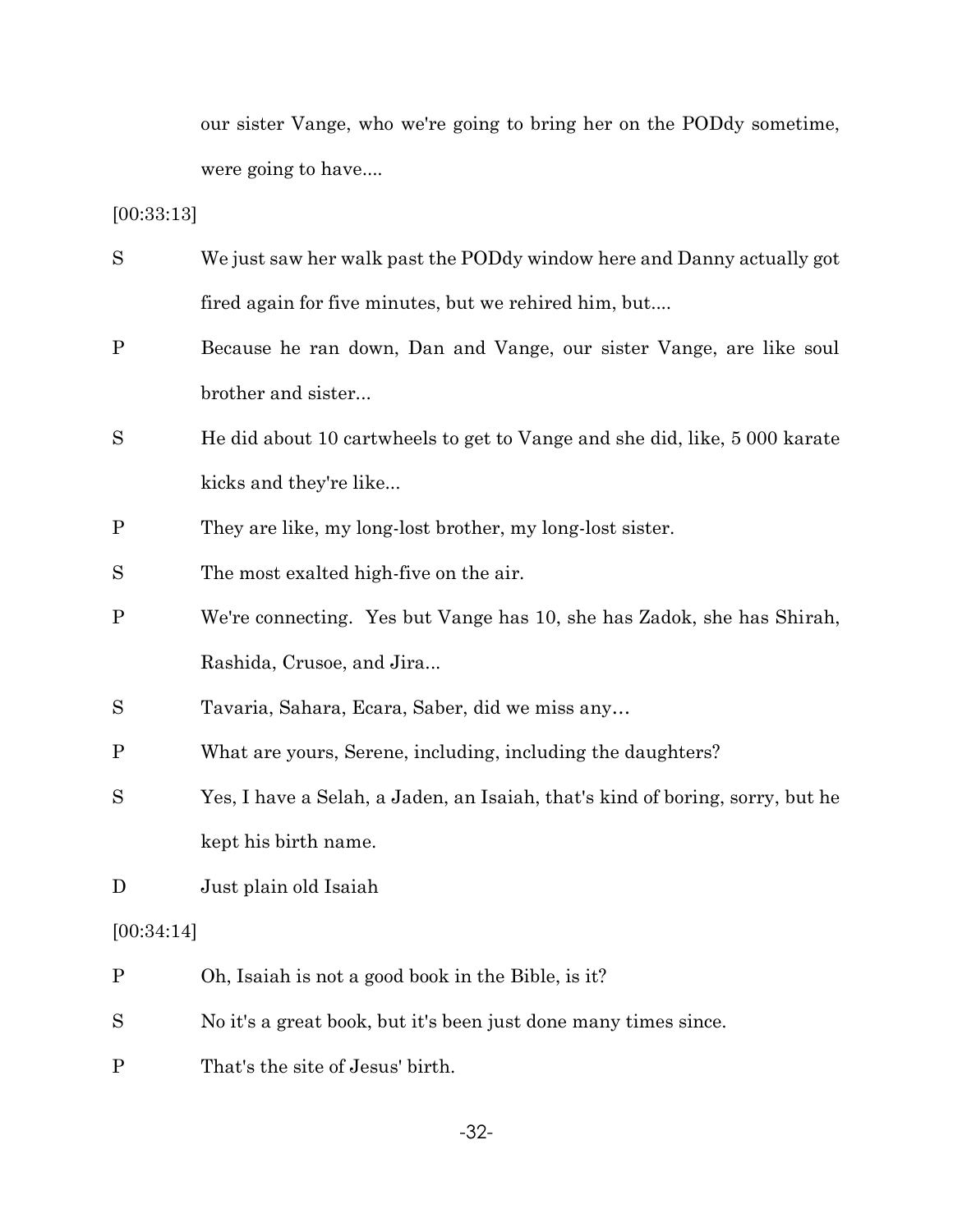our sister Vange, who we're going to bring her on the PODdy sometime, were going to have....

[00:33:13]

S We just saw her walk past the PODdy window here and Danny actually got fired again for five minutes, but we rehired him, but....

P Because he ran down, Dan and Vange, our sister Vange, are like soul brother and sister...

S He did about 10 cartwheels to get to Vange and she did, like, 5 000 karate kicks and they're like...

P They are like, my long-lost brother, my long-lost sister.

S The most exalted high-five on the air.

P We're connecting. Yes but Vange has 10, she has Zadok, she has Shirah, Rashida, Crusoe, and Jira...

S Tavaria, Sahara, Ecara, Saber, did we miss any…

P What are yours, Serene, including, including the daughters?

S Yes, I have a Selah, a Jaden, an Isaiah, that's kind of boring, sorry, but he kept his birth name.

D Just plain old Isaiah

[00:34:14]

P Oh, Isaiah is not a good book in the Bible, is it?

S No it's a great book, but it's been just done many times since.

P That's the site of Jesus' birth.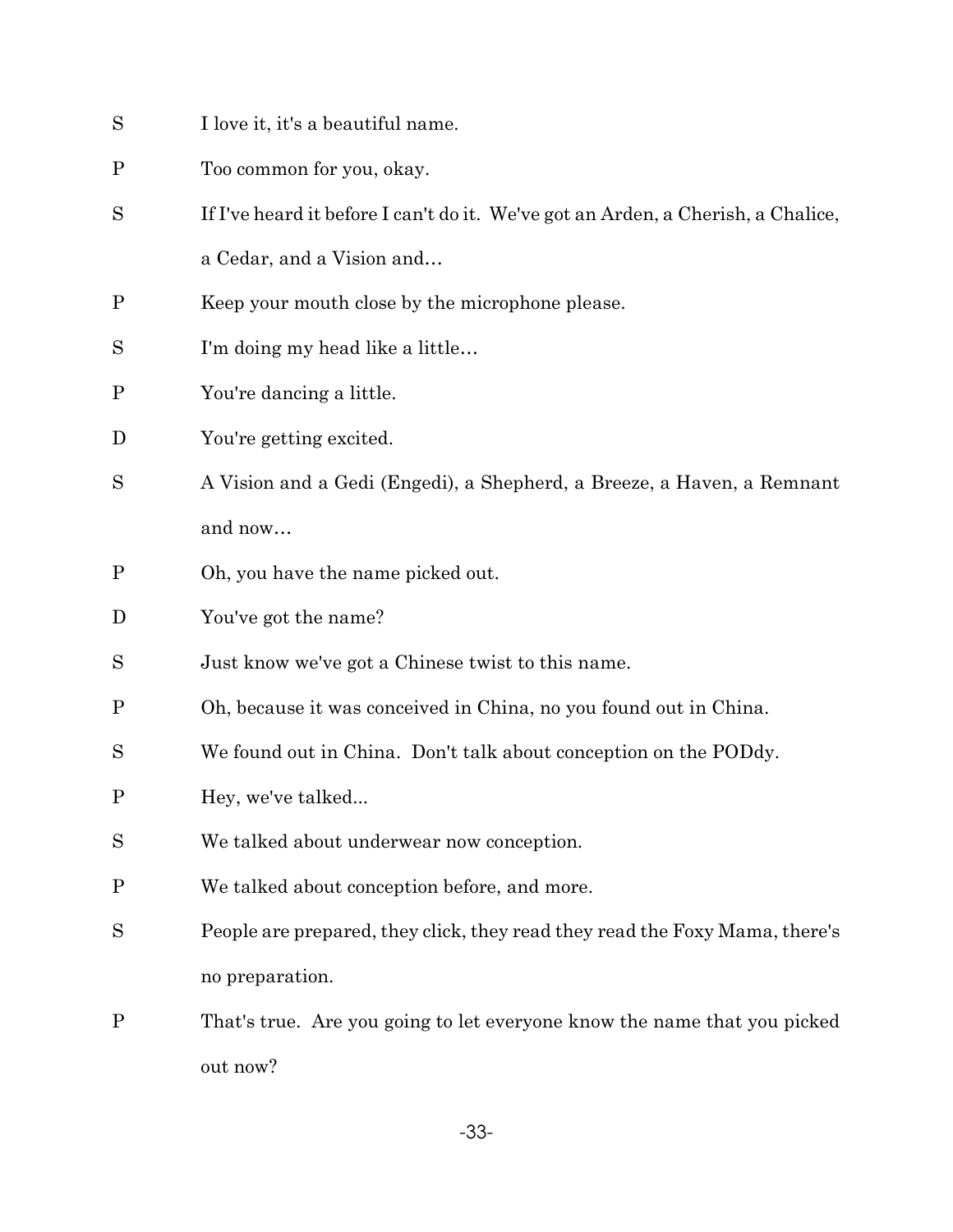S I love it, it's a beautiful name.

P Too common for you, okay.

S If I've heard it before I can't do it. We've got an Arden, a Cherish, a Chalice, a Cedar, and a Vision and…

P Keep your mouth close by the microphone please.

S I'm doing my head like a little…

P You're dancing a little.

D You're getting excited.

S A Vision and a Gedi (Engedi), a Shepherd, a Breeze, a Haven, a Remnant and now…

P Oh, you have the name picked out.

D You've got the name?

S Just know we've got a Chinese twist to this name.

P Oh, because it was conceived in China, no you found out in China.

S We found out in China. Don't talk about conception on the PODdy.

P Hey, we've talked...

S We talked about underwear now conception.

P We talked about conception before, and more.

S People are prepared, they click, they read they read the Foxy Mama, there's no preparation.

P That's true. Are you going to let everyone know the name that you picked out now?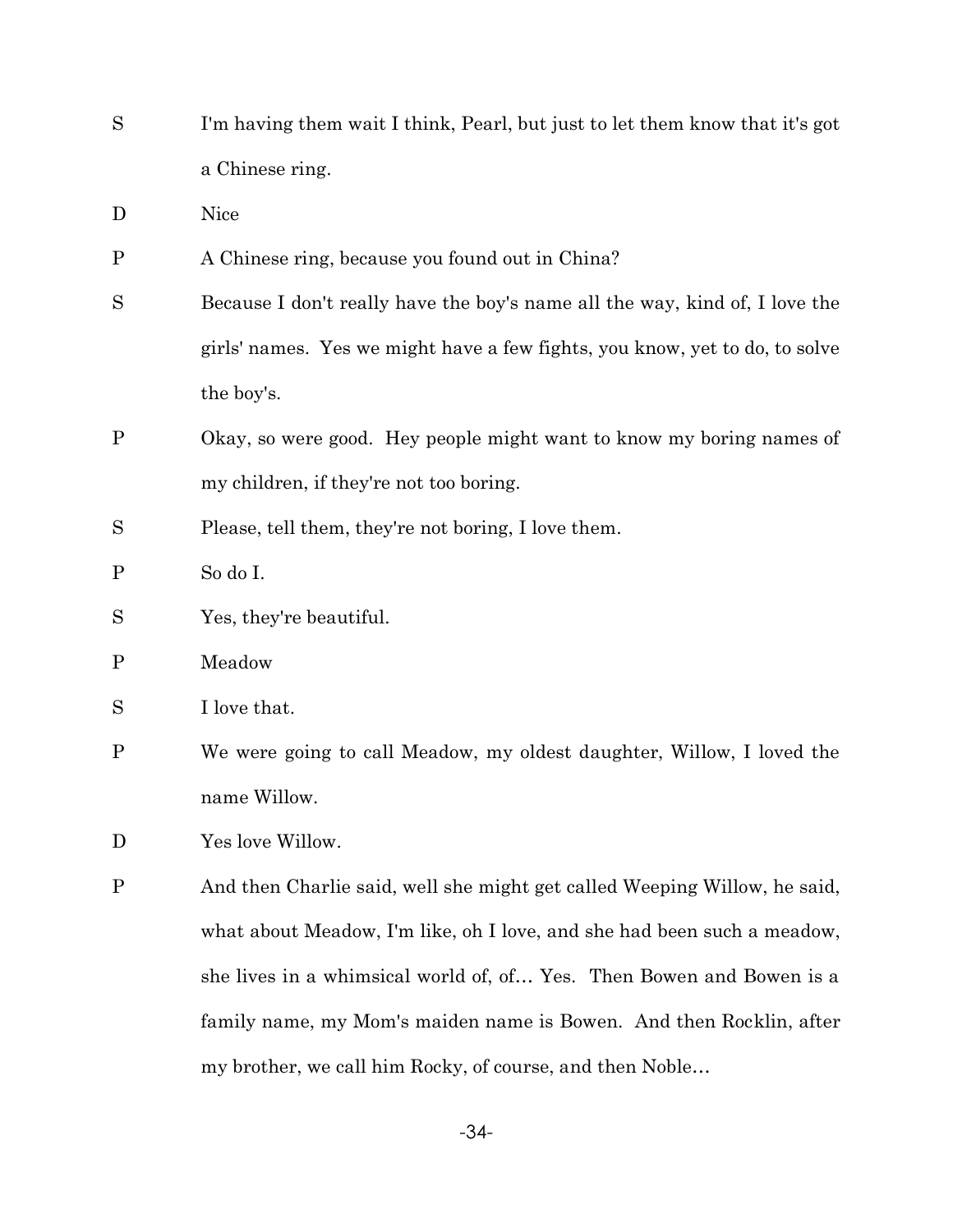S	I'm having them wait I think, Pearl, but just to let them know that it's got a Chinese ring.

D	Nice

P	A Chinese ring, because you found out in China?

S	Because I don't really have the boy's name all the way, kind of, I love the girls' names. Yes we might have a few fights, you know, yet to do, to solve the boy's.

P	Okay, so were good. Hey people might want to know my boring names of my children, if they're not too boring.

S	Please, tell them, they're not boring, I love them.

P	So do I.

S	Yes, they're beautiful.

P	Meadow

S	I love that.

P	We were going to call Meadow, my oldest daughter, Willow, I loved the name Willow.

D	Yes love Willow.

P	And then Charlie said, well she might get called Weeping Willow, he said, what about Meadow, I'm like, oh I love, and she had been such a meadow, she lives in a whimsical world of, of… Yes. Then Bowen and Bowen is a family name, my Mom's maiden name is Bowen. And then Rocklin, after my brother, we call him Rocky, of course, and then Noble…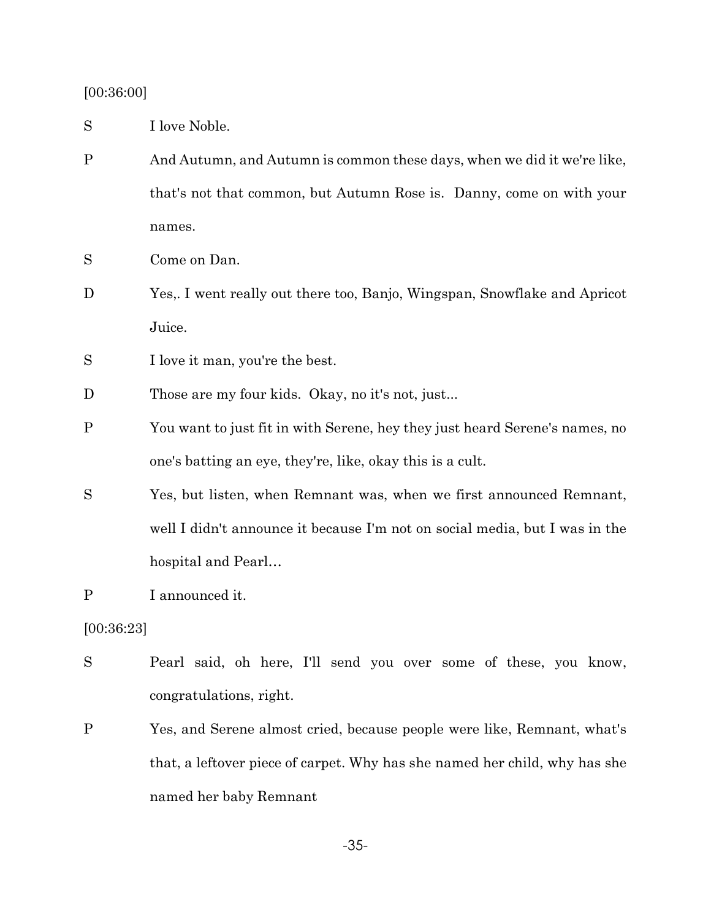[00:36:00]

S I love Noble.

P And Autumn, and Autumn is common these days, when we did it we're like, that's not that common, but Autumn Rose is. Danny, come on with your names.

S Come on Dan.

D Yes,. I went really out there too, Banjo, Wingspan, Snowflake and Apricot Juice.

S I love it man, you're the best.

D Those are my four kids. Okay, no it's not, just...

P You want to just fit in with Serene, hey they just heard Serene's names, no one's batting an eye, they're, like, okay this is a cult.

S Yes, but listen, when Remnant was, when we first announced Remnant, well I didn't announce it because I'm not on social media, but I was in the hospital and Pearl…

P I announced it.

[00:36:23]

S Pearl said, oh here, I'll send you over some of these, you know, congratulations, right.

P Yes, and Serene almost cried, because people were like, Remnant, what's that, a leftover piece of carpet. Why has she named her child, why has she named her baby Remnant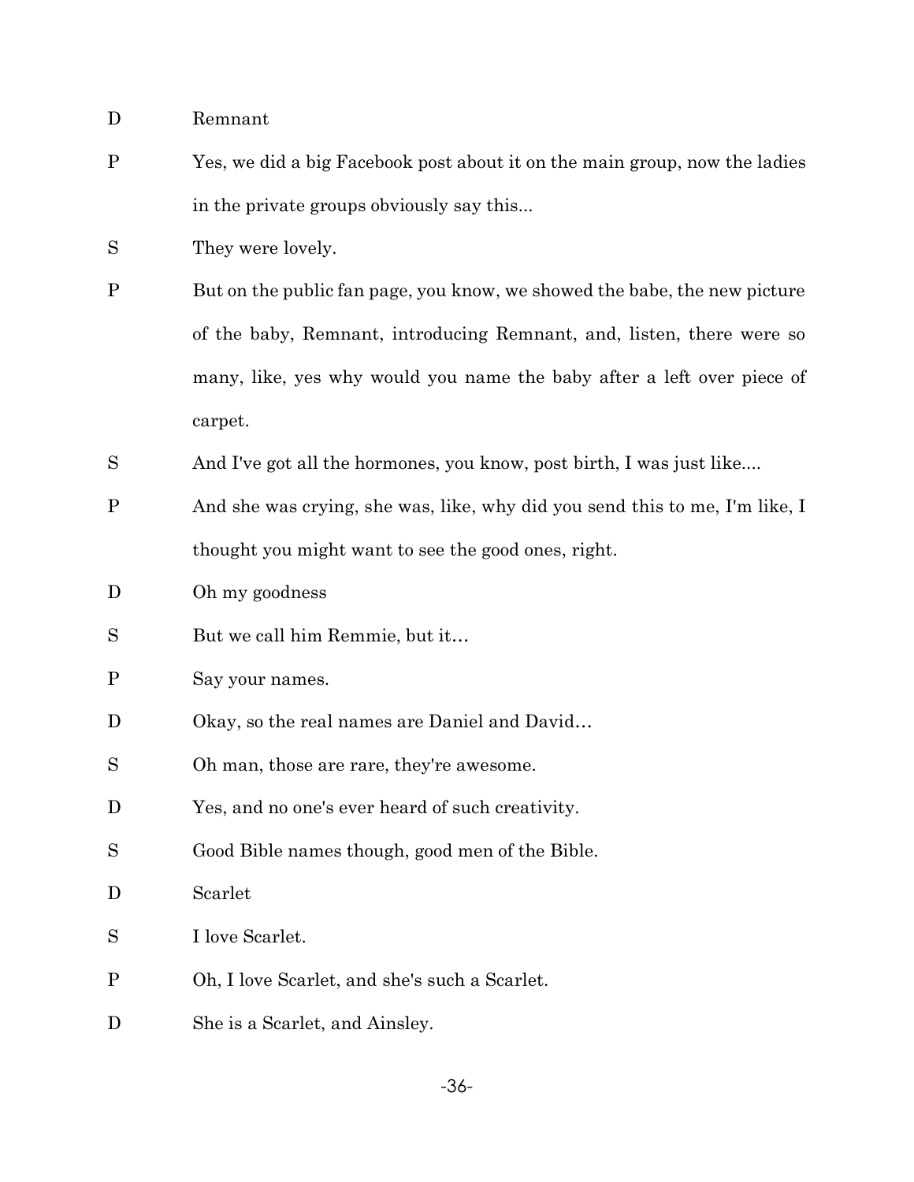D Remnant

P Yes, we did a big Facebook post about it on the main group, now the ladies in the private groups obviously say this...

S They were lovely.

P But on the public fan page, you know, we showed the babe, the new picture of the baby, Remnant, introducing Remnant, and, listen, there were so many, like, yes why would you name the baby after a left over piece of carpet.

S And I've got all the hormones, you know, post birth, I was just like....

P And she was crying, she was, like, why did you send this to me, I'm like, I thought you might want to see the good ones, right.

D Oh my goodness

S But we call him Remmie, but it…

P Say your names.

D Okay, so the real names are Daniel and David…

S Oh man, those are rare, they're awesome.

D Yes, and no one's ever heard of such creativity.

S Good Bible names though, good men of the Bible.

D Scarlet

S I love Scarlet.

P Oh, I love Scarlet, and she's such a Scarlet.

D She is a Scarlet, and Ainsley.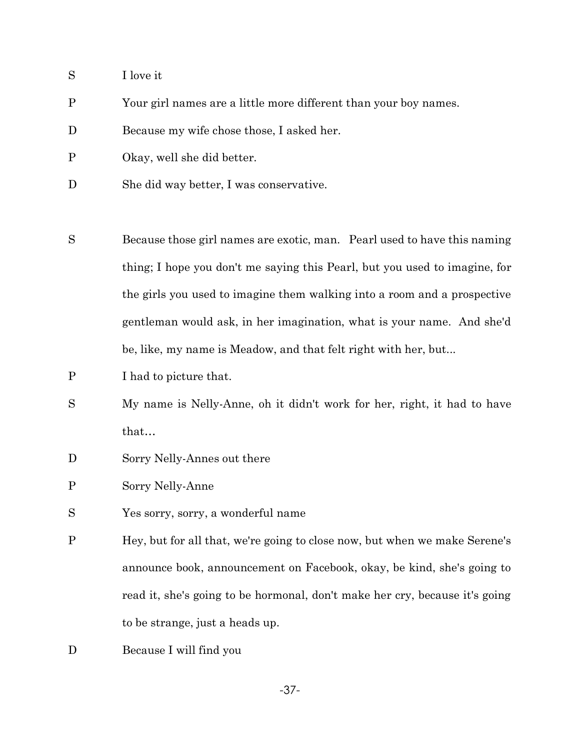S I love it

P Your girl names are a little more different than your boy names.

D Because my wife chose those, I asked her.

P Okay, well she did better.

D She did way better, I was conservative.

S Because those girl names are exotic, man. Pearl used to have this naming thing; I hope you don't me saying this Pearl, but you used to imagine, for the girls you used to imagine them walking into a room and a prospective gentleman would ask, in her imagination, what is your name. And she'd be, like, my name is Meadow, and that felt right with her, but...

P I had to picture that.

S My name is Nelly-Anne, oh it didn't work for her, right, it had to have that…

D Sorry Nelly-Annes out there

P Sorry Nelly-Anne

S Yes sorry, sorry, a wonderful name

P Hey, but for all that, we're going to close now, but when we make Serene's announce book, announcement on Facebook, okay, be kind, she's going to read it, she's going to be hormonal, don't make her cry, because it's going to be strange, just a heads up.

D Because I will find you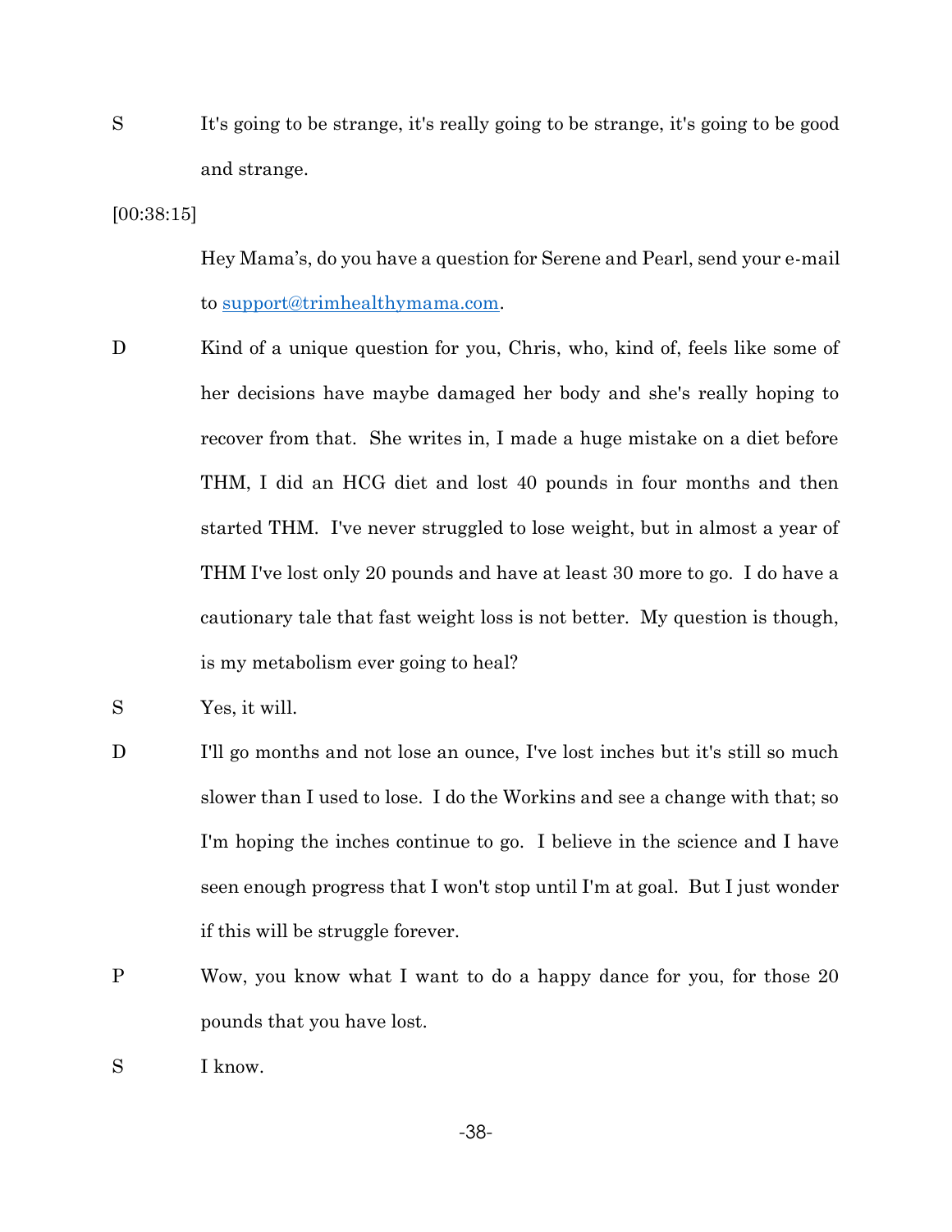S It's going to be strange, it's really going to be strange, it's going to be good and strange.

[00:38:15]

Hey Mama's, do you have a question for Serene and Pearl, send your e-mail to support@trimhealthymama.com.

D Kind of a unique question for you, Chris, who, kind of, feels like some of her decisions have maybe damaged her body and she's really hoping to recover from that. She writes in, I made a huge mistake on a diet before THM, I did an HCG diet and lost 40 pounds in four months and then started THM. I've never struggled to lose weight, but in almost a year of THM I've lost only 20 pounds and have at least 30 more to go. I do have a cautionary tale that fast weight loss is not better. My question is though, is my metabolism ever going to heal?

S Yes, it will.

D I'll go months and not lose an ounce, I've lost inches but it's still so much slower than I used to lose. I do the Workins and see a change with that; so I'm hoping the inches continue to go. I believe in the science and I have seen enough progress that I won't stop until I'm at goal. But I just wonder if this will be struggle forever.

P Wow, you know what I want to do a happy dance for you, for those 20 pounds that you have lost.

S I know.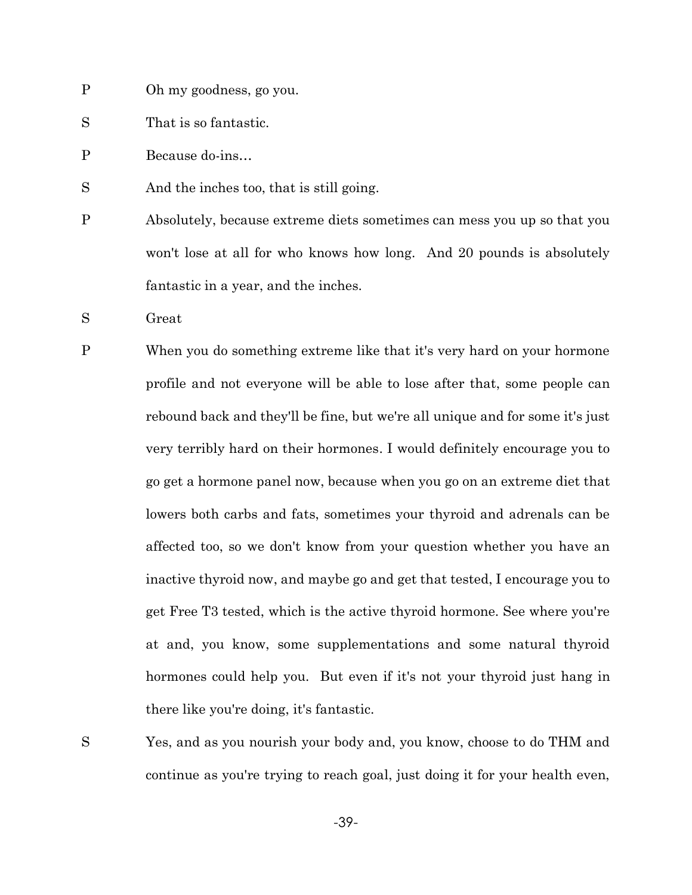P Oh my goodness, go you.

S That is so fantastic.

P Because do-ins…

S And the inches too, that is still going.

P Absolutely, because extreme diets sometimes can mess you up so that you won't lose at all for who knows how long. And 20 pounds is absolutely fantastic in a year, and the inches.

S Great

P When you do something extreme like that it's very hard on your hormone profile and not everyone will be able to lose after that, some people can rebound back and they'll be fine, but we're all unique and for some it's just very terribly hard on their hormones. I would definitely encourage you to go get a hormone panel now, because when you go on an extreme diet that lowers both carbs and fats, sometimes your thyroid and adrenals can be affected too, so we don't know from your question whether you have an inactive thyroid now, and maybe go and get that tested, I encourage you to get Free T3 tested, which is the active thyroid hormone. See where you're at and, you know, some supplementations and some natural thyroid hormones could help you. But even if it's not your thyroid just hang in there like you're doing, it's fantastic.

S Yes, and as you nourish your body and, you know, choose to do THM and continue as you're trying to reach goal, just doing it for your health even,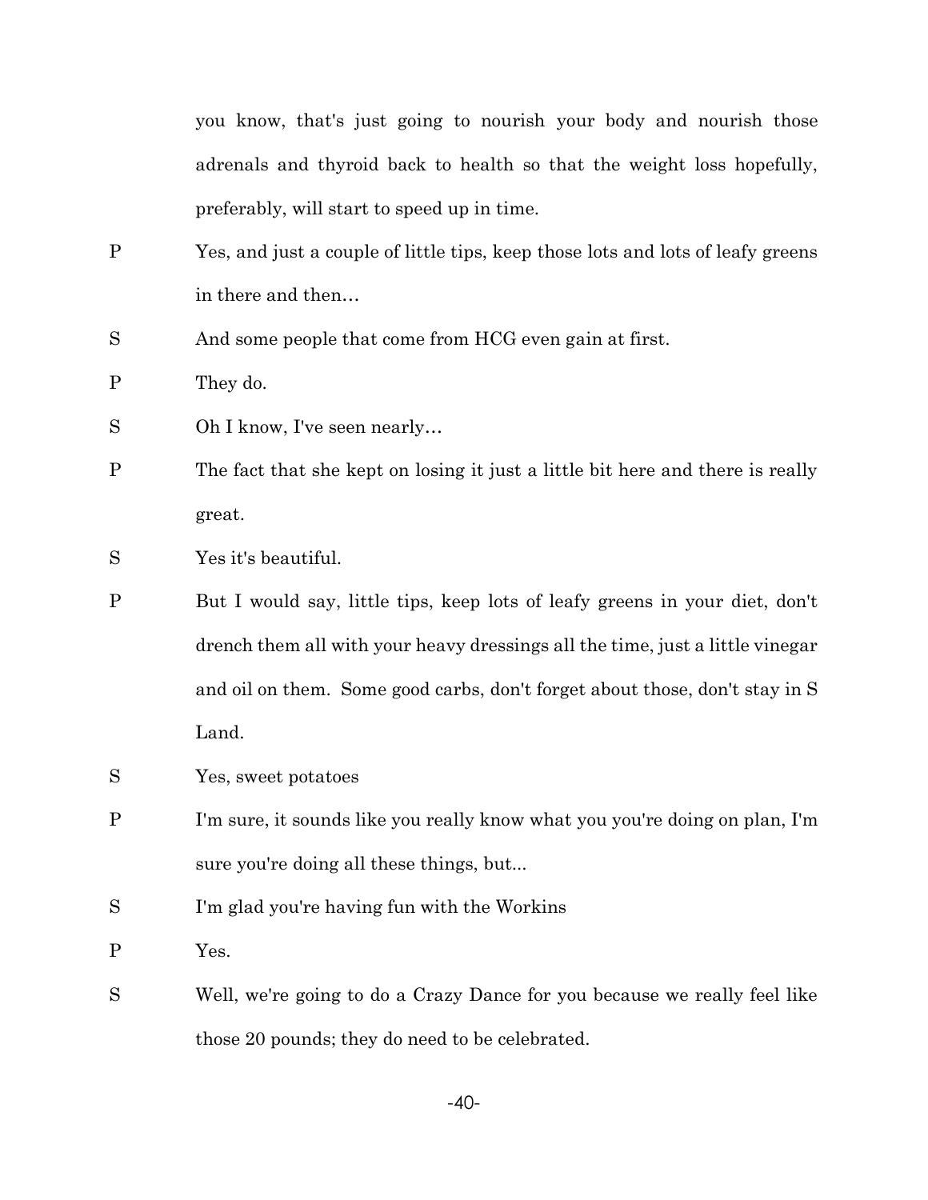you know, that's just going to nourish your body and nourish those adrenals and thyroid back to health so that the weight loss hopefully, preferably, will start to speed up in time.

P Yes, and just a couple of little tips, keep those lots and lots of leafy greens in there and then…

S And some people that come from HCG even gain at first.

P They do.

S Oh I know, I've seen nearly…

P The fact that she kept on losing it just a little bit here and there is really great.

S Yes it's beautiful.

P But I would say, little tips, keep lots of leafy greens in your diet, don't drench them all with your heavy dressings all the time, just a little vinegar and oil on them. Some good carbs, don't forget about those, don't stay in S Land.

S Yes, sweet potatoes

P I'm sure, it sounds like you really know what you you're doing on plan, I'm sure you're doing all these things, but...

S I'm glad you're having fun with the Workins

P Yes.

S Well, we're going to do a Crazy Dance for you because we really feel like those 20 pounds; they do need to be celebrated.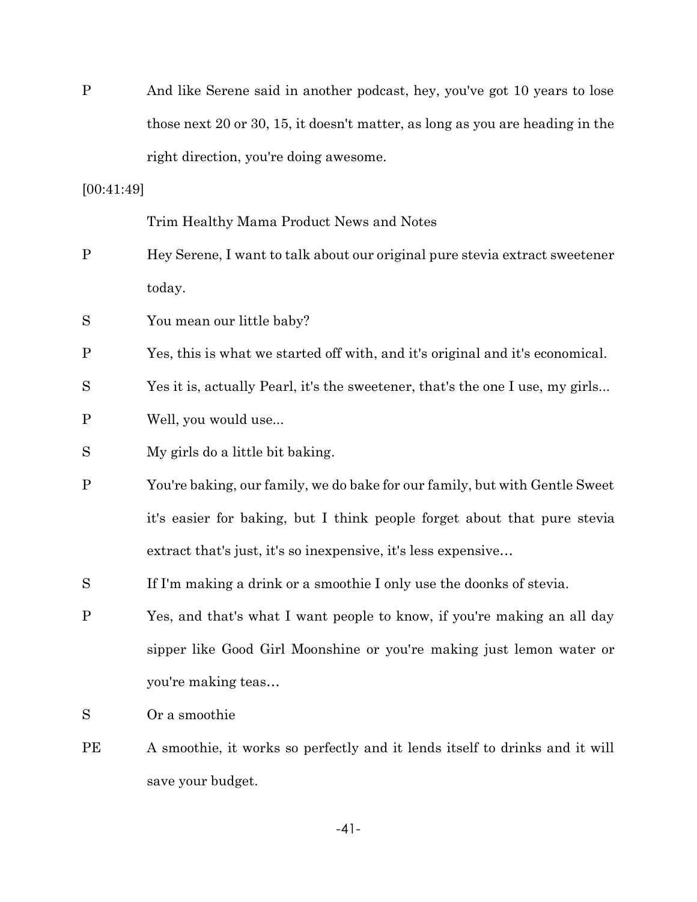P And like Serene said in another podcast, hey, you've got 10 years to lose those next 20 or 30, 15, it doesn't matter, as long as you are heading in the right direction, you're doing awesome.

[00:41:49]

Trim Healthy Mama Product News and Notes

P Hey Serene, I want to talk about our original pure stevia extract sweetener today.

S You mean our little baby?

P Yes, this is what we started off with, and it's original and it's economical.

S Yes it is, actually Pearl, it's the sweetener, that's the one I use, my girls...

P Well, you would use...

S My girls do a little bit baking.

P You're baking, our family, we do bake for our family, but with Gentle Sweet it's easier for baking, but I think people forget about that pure stevia extract that's just, it's so inexpensive, it's less expensive…

S If I'm making a drink or a smoothie I only use the doonks of stevia.

P Yes, and that's what I want people to know, if you're making an all day sipper like Good Girl Moonshine or you're making just lemon water or you're making teas…

S Or a smoothie

PE A smoothie, it works so perfectly and it lends itself to drinks and it will save your budget.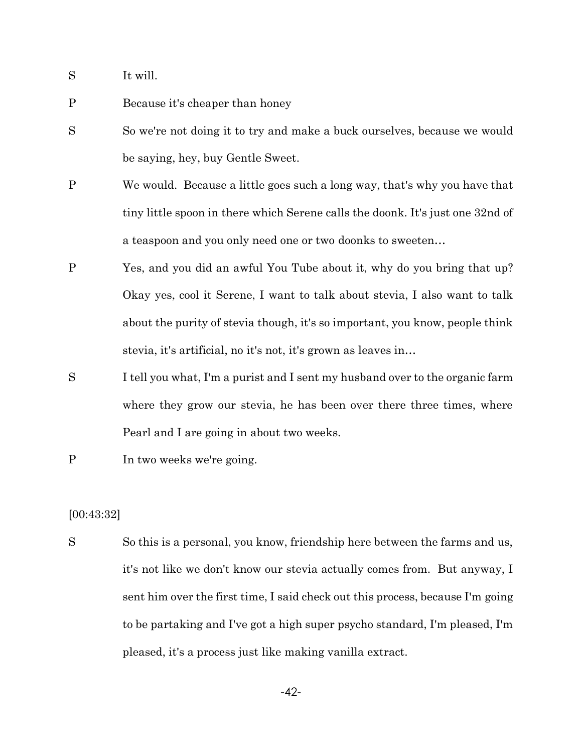S It will.

P Because it's cheaper than honey

S So we're not doing it to try and make a buck ourselves, because we would be saying, hey, buy Gentle Sweet.

P We would. Because a little goes such a long way, that's why you have that tiny little spoon in there which Serene calls the doonk. It's just one 32nd of a teaspoon and you only need one or two doonks to sweeten…

P Yes, and you did an awful You Tube about it, why do you bring that up? Okay yes, cool it Serene, I want to talk about stevia, I also want to talk about the purity of stevia though, it's so important, you know, people think stevia, it's artificial, no it's not, it's grown as leaves in…

S I tell you what, I'm a purist and I sent my husband over to the organic farm where they grow our stevia, he has been over there three times, where Pearl and I are going in about two weeks.

P In two weeks we're going.

[00:43:32]

S So this is a personal, you know, friendship here between the farms and us, it's not like we don't know our stevia actually comes from. But anyway, I sent him over the first time, I said check out this process, because I'm going to be partaking and I've got a high super psycho standard, I'm pleased, I'm pleased, it's a process just like making vanilla extract.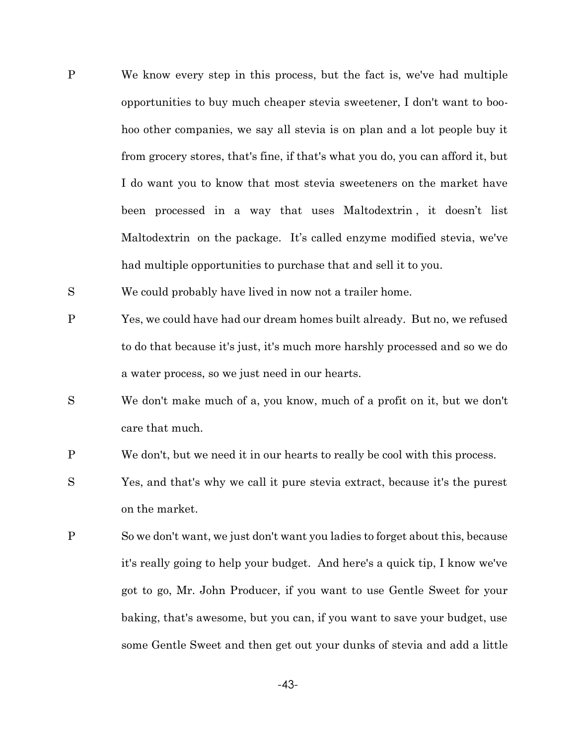P	We know every step in this process, but the fact is, we've had multiple opportunities to buy much cheaper stevia sweetener, I don't want to boo-hoo other companies, we say all stevia is on plan and a lot people buy it from grocery stores, that's fine, if that's what you do, you can afford it, but I do want you to know that most stevia sweeteners on the market have been processed in a way that uses Maltodextrin , it doesn't list Maltodextrin on the package. It's called enzyme modified stevia, we've had multiple opportunities to purchase that and sell it to you.

S	We could probably have lived in now not a trailer home.

P	Yes, we could have had our dream homes built already. But no, we refused to do that because it's just, it's much more harshly processed and so we do a water process, so we just need in our hearts.

S	We don't make much of a, you know, much of a profit on it, but we don't care that much.

P	We don't, but we need it in our hearts to really be cool with this process.

S	Yes, and that's why we call it pure stevia extract, because it's the purest on the market.

P	So we don't want, we just don't want you ladies to forget about this, because it's really going to help your budget. And here's a quick tip, I know we've got to go, Mr. John Producer, if you want to use Gentle Sweet for your baking, that's awesome, but you can, if you want to save your budget, use some Gentle Sweet and then get out your dunks of stevia and add a little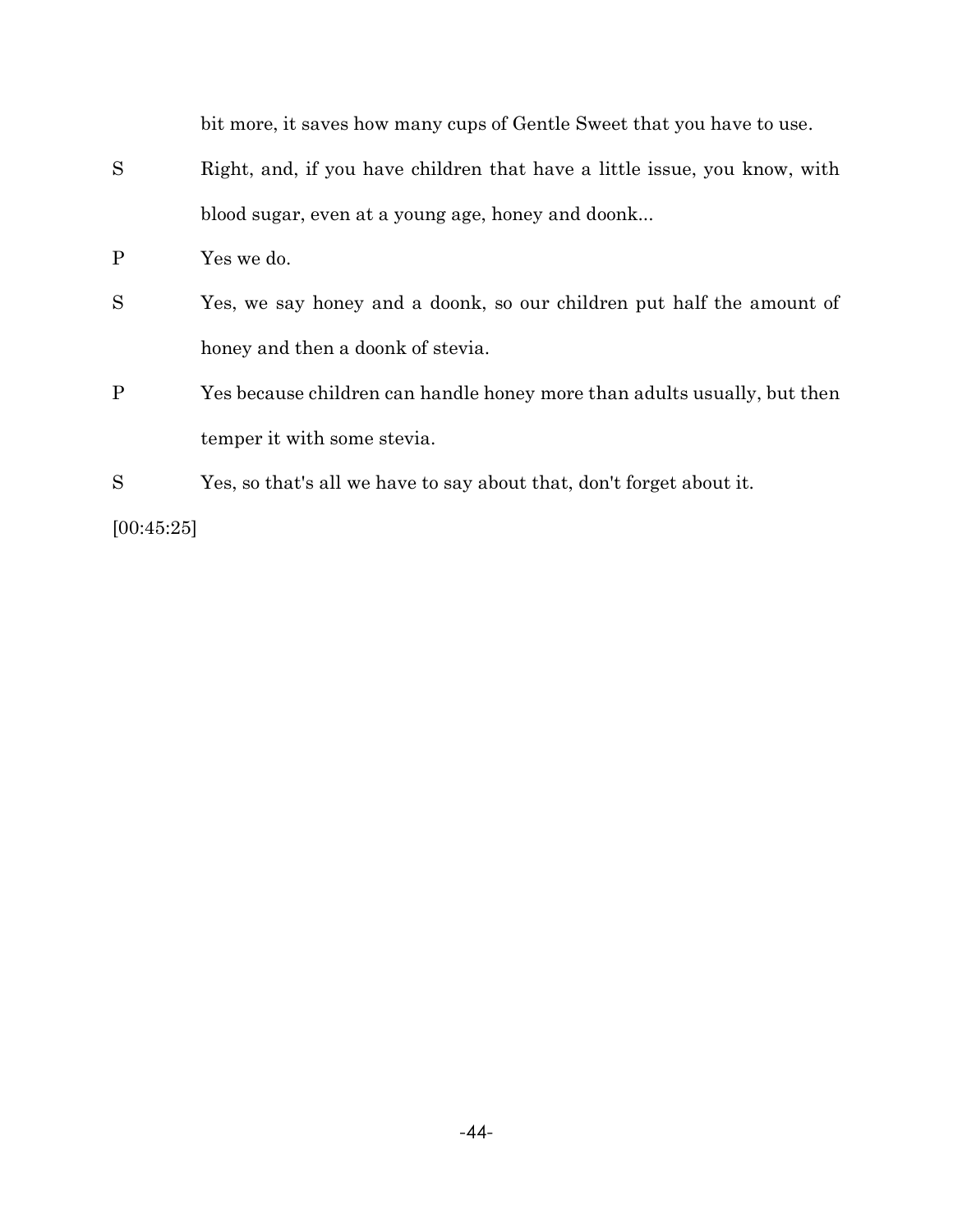bit more, it saves how many cups of Gentle Sweet that you have to use.

S Right, and, if you have children that have a little issue, you know, with blood sugar, even at a young age, honey and doonk...

P Yes we do.

S Yes, we say honey and a doonk, so our children put half the amount of honey and then a doonk of stevia.

P Yes because children can handle honey more than adults usually, but then temper it with some stevia.

S Yes, so that's all we have to say about that, don't forget about it.

[00:45:25]